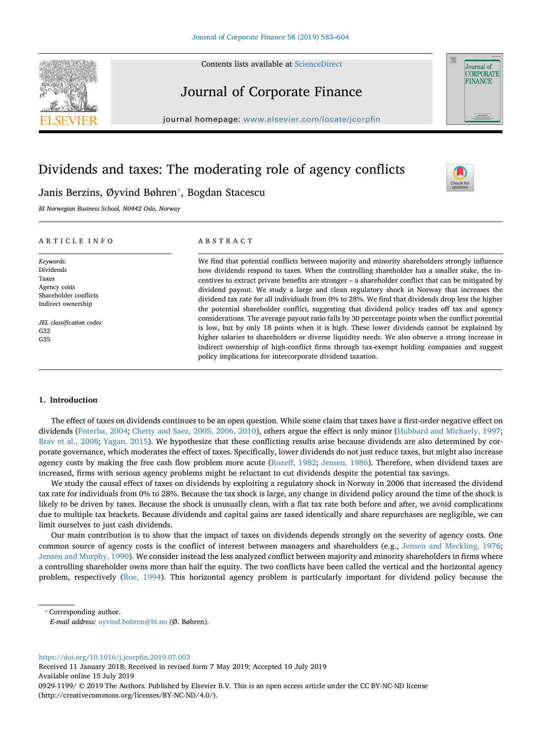# Dividends and taxes: The moderating role of agency conflicts

Janis Berzins, Øyvind Bøhren*, Bogdan Stacescu

*BI Norwegian Business School, N0442 Oslo, Norway*

## ARTICLE INFO

*Keywords:*
Dividends
Taxes
Agency costs
Shareholder conflicts
Indirect ownership

*JEL classification codes:*
G32
G35

## ABSTRACT

We find that potential conflicts between majority and minority shareholders strongly influence how dividends respond to taxes. When the controlling shareholder has a smaller stake, the incentives to extract private benefits are stronger – a shareholder conflict that can be mitigated by dividend payout. We study a large and clean regulatory shock in Norway that increases the dividend tax rate for all individuals from 0% to 28%. We find that dividends drop less the higher the potential shareholder conflict, suggesting that dividend policy trades off tax and agency considerations. The average payout ratio falls by 30 percentage points when the conflict potential is low, but by only 18 points when it is high. These lower dividends cannot be explained by higher salaries to shareholders or diverse liquidity needs. We also observe a strong increase in indirect ownership of high-conflict firms through tax-exempt holding companies and suggest policy implications for intercorporate dividend taxation.

## 1. Introduction

The effect of taxes on dividends continues to be an open question. While some claim that taxes have a first-order negative effect on dividends (Poterba, 2004; Chetty and Saez, 2005, 2006, 2010), others argue the effect is only minor (Hubbard and Michaely, 1997; Brav et al., 2008; Yagan, 2015). We hypothesize that these conflicting results arise because dividends are also determined by corporate governance, which moderates the effect of taxes. Specifically, lower dividends do not just reduce taxes, but might also increase agency costs by making the free cash flow problem more acute (Rozeff, 1982; Jensen, 1986). Therefore, when dividend taxes are increased, firms with serious agency problems might be reluctant to cut dividends despite the potential tax savings.

We study the causal effect of taxes on dividends by exploiting a regulatory shock in Norway in 2006 that increased the dividend tax rate for individuals from 0% to 28%. Because the tax shock is large, any change in dividend policy around the time of the shock is likely to be driven by taxes. Because the shock is unusually clean, with a flat tax rate both before and after, we avoid complications due to multiple tax brackets. Because dividends and capital gains are taxed identically and share repurchases are negligible, we can limit ourselves to just cash dividends.

Our main contribution is to show that the impact of taxes on dividends depends strongly on the severity of agency costs. One common source of agency costs is the conflict of interest between managers and shareholders (e.g., Jensen and Meckling, 1976; Jensen and Murphy, 1990). We consider instead the less analyzed conflict between majority and minority shareholders in firms where a controlling shareholder owns more than half the equity. The two conflicts have been called the vertical and the horizontal agency problem, respectively (Roe, 1994). This horizontal agency problem is particularly important for dividend policy because the

* Corresponding author.
*E-mail address:* oyvind.bohren@bi.no (Ø. Bøhren).

https://doi.org/10.1016/j.jcorpfin.2019.07.003
Received 11 January 2018; Received in revised form 7 May 2019; Accepted 10 July 2019
Available online 15 July 2019
0929-1199/ © 2019 The Authors. Published by Elsevier B.V. This is an open access article under the CC BY-NC-ND license (http://creativecommons.org/licenses/BY-NC-ND/4.0/).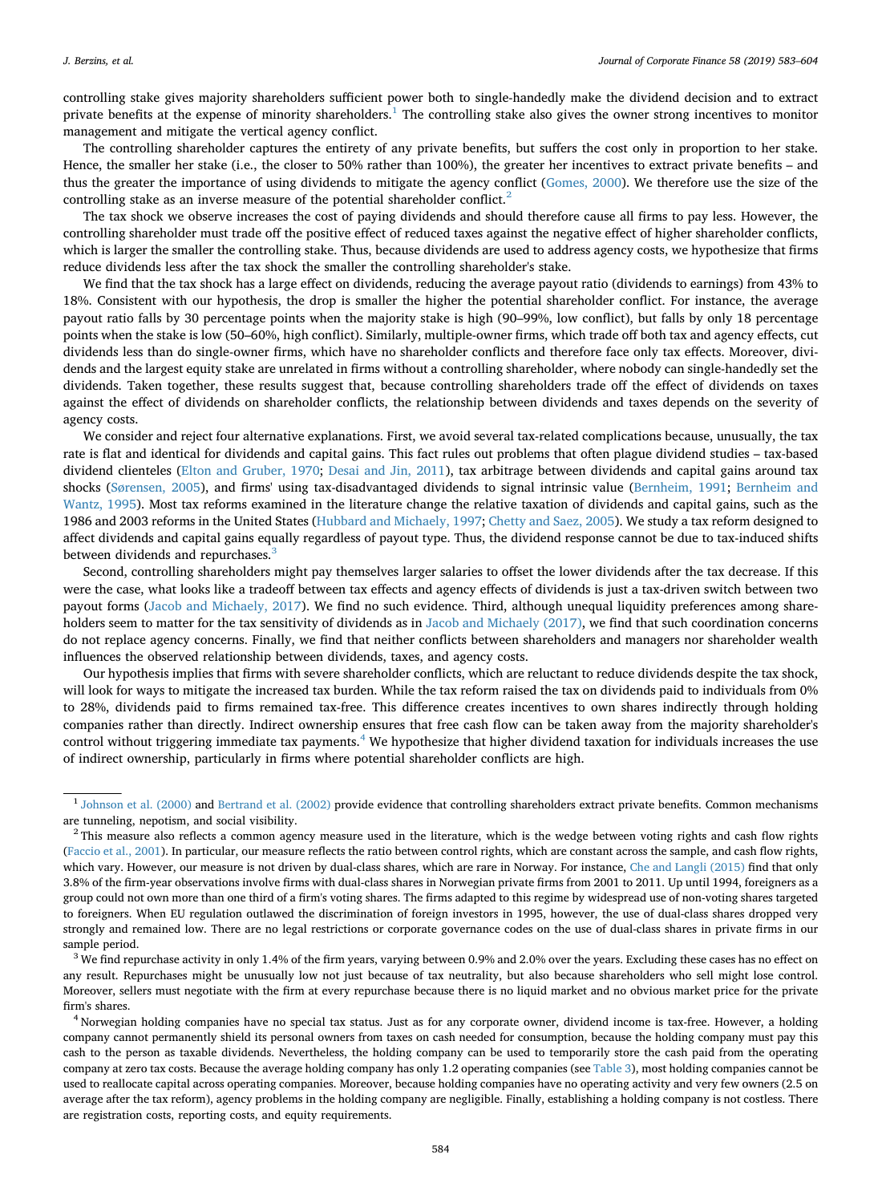controlling stake gives majority shareholders sufficient power both to single-handedly make the dividend decision and to extract private benefits at the expense of minority shareholders.[1] The controlling stake also gives the owner strong incentives to monitor management and mitigate the vertical agency conflict.

The controlling shareholder captures the entirety of any private benefits, but suffers the cost only in proportion to her stake. Hence, the smaller her stake (i.e., the closer to 50% rather than 100%), the greater her incentives to extract private benefits – and thus the greater the importance of using dividends to mitigate the agency conflict (Gomes, 2000). We therefore use the size of the controlling stake as an inverse measure of the potential shareholder conflict.[2]

The tax shock we observe increases the cost of paying dividends and should therefore cause all firms to pay less. However, the controlling shareholder must trade off the positive effect of reduced taxes against the negative effect of higher shareholder conflicts, which is larger the smaller the controlling stake. Thus, because dividends are used to address agency costs, we hypothesize that firms reduce dividends less after the tax shock the smaller the controlling shareholder's stake.

We find that the tax shock has a large effect on dividends, reducing the average payout ratio (dividends to earnings) from 43% to 18%. Consistent with our hypothesis, the drop is smaller the higher the potential shareholder conflict. For instance, the average payout ratio falls by 30 percentage points when the majority stake is high (90–99%, low conflict), but falls by only 18 percentage points when the stake is low (50–60%, high conflict). Similarly, multiple-owner firms, which trade off both tax and agency effects, cut dividends less than do single-owner firms, which have no shareholder conflicts and therefore face only tax effects. Moreover, dividends and the largest equity stake are unrelated in firms without a controlling shareholder, where nobody can single-handedly set the dividends. Taken together, these results suggest that, because controlling shareholders trade off the effect of dividends on taxes against the effect of dividends on shareholder conflicts, the relationship between dividends and taxes depends on the severity of agency costs.

We consider and reject four alternative explanations. First, we avoid several tax-related complications because, unusually, the tax rate is flat and identical for dividends and capital gains. This fact rules out problems that often plague dividend studies – tax-based dividend clienteles (Elton and Gruber, 1970; Desai and Jin, 2011), tax arbitrage between dividends and capital gains around tax shocks (Sørensen, 2005), and firms' using tax-disadvantaged dividends to signal intrinsic value (Bernheim, 1991; Bernheim and Wantz, 1995). Most tax reforms examined in the literature change the relative taxation of dividends and capital gains, such as the 1986 and 2003 reforms in the United States (Hubbard and Michaely, 1997; Chetty and Saez, 2005). We study a tax reform designed to affect dividends and capital gains equally regardless of payout type. Thus, the dividend response cannot be due to tax-induced shifts between dividends and repurchases.[3]

Second, controlling shareholders might pay themselves larger salaries to offset the lower dividends after the tax decrease. If this were the case, what looks like a tradeoff between tax effects and agency effects of dividends is just a tax-driven switch between two payout forms (Jacob and Michaely, 2017). We find no such evidence. Third, although unequal liquidity preferences among shareholders seem to matter for the tax sensitivity of dividends as in Jacob and Michaely (2017), we find that such coordination concerns do not replace agency concerns. Finally, we find that neither conflicts between shareholders and managers nor shareholder wealth influences the observed relationship between dividends, taxes, and agency costs.

Our hypothesis implies that firms with severe shareholder conflicts, which are reluctant to reduce dividends despite the tax shock, will look for ways to mitigate the increased tax burden. While the tax reform raised the tax on dividends paid to individuals from 0% to 28%, dividends paid to firms remained tax-free. This difference creates incentives to own shares indirectly through holding companies rather than directly. Indirect ownership ensures that free cash flow can be taken away from the majority shareholder's control without triggering immediate tax payments.[4] We hypothesize that higher dividend taxation for individuals increases the use of indirect ownership, particularly in firms where potential shareholder conflicts are high.

---

[1] Johnson et al. (2000) and Bertrand et al. (2002) provide evidence that controlling shareholders extract private benefits. Common mechanisms are tunneling, nepotism, and social visibility.

[2] This measure also reflects a common agency measure used in the literature, which is the wedge between voting rights and cash flow rights (Faccio et al., 2001). In particular, our measure reflects the ratio between control rights, which are constant across the sample, and cash flow rights, which vary. However, our measure is not driven by dual-class shares, which are rare in Norway. For instance, Che and Langli (2015) find that only 3.8% of the firm-year observations involve firms with dual-class shares in Norwegian private firms from 2001 to 2011. Up until 1994, foreigners as a group could not own more than one third of a firm's voting shares. The firms adapted to this regime by widespread use of non-voting shares targeted to foreigners. When EU regulation outlawed the discrimination of foreign investors in 1995, however, the use of dual-class shares dropped very strongly and remained low. There are no legal restrictions or corporate governance codes on the use of dual-class shares in private firms in our sample period.

[3] We find repurchase activity in only 1.4% of the firm years, varying between 0.9% and 2.0% over the years. Excluding these cases has no effect on any result. Repurchases might be unusually low not just because of tax neutrality, but also because shareholders who sell might lose control. Moreover, sellers must negotiate with the firm at every repurchase because there is no liquid market and no obvious market price for the private firm's shares.

[4] Norwegian holding companies have no special tax status. Just as for any corporate owner, dividend income is tax-free. However, a holding company cannot permanently shield its personal owners from taxes on cash needed for consumption, because the holding company must pay this cash to the person as taxable dividends. Nevertheless, the holding company can be used to temporarily store the cash paid from the operating company at zero tax costs. Because the average holding company has only 1.2 operating companies (see Table 3), most holding companies cannot be used to reallocate capital across operating companies. Moreover, because holding companies have no operating activity and very few owners (2.5 on average after the tax reform), agency problems in the holding company are negligible. Finally, establishing a holding company is not costless. There are registration costs, reporting costs, and equity requirements.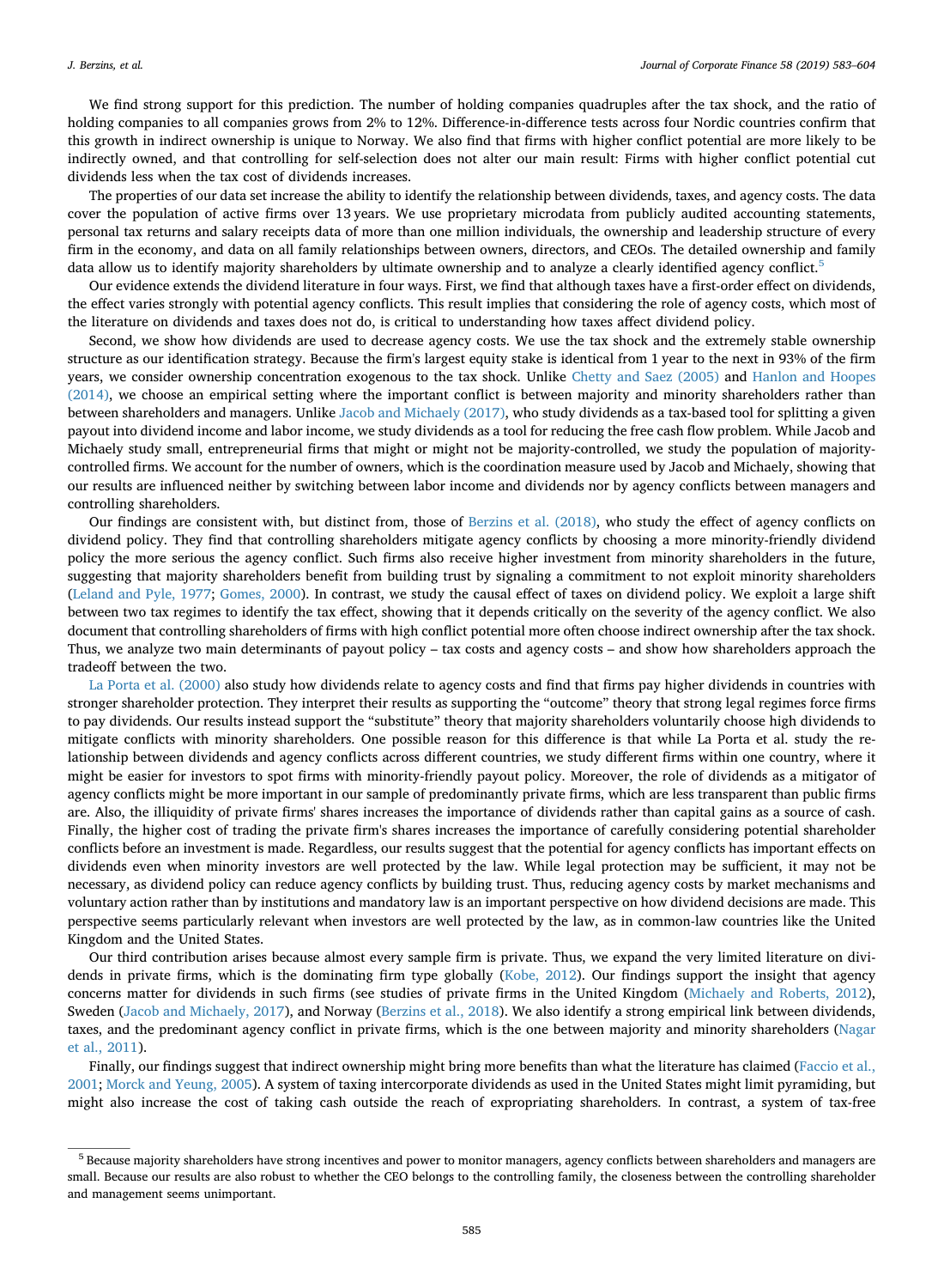We find strong support for this prediction. The number of holding companies quadruples after the tax shock, and the ratio of holding companies to all companies grows from 2% to 12%. Difference-in-difference tests across four Nordic countries confirm that this growth in indirect ownership is unique to Norway. We also find that firms with higher conflict potential are more likely to be indirectly owned, and that controlling for self-selection does not alter our main result: Firms with higher conflict potential cut dividends less when the tax cost of dividends increases.

The properties of our data set increase the ability to identify the relationship between dividends, taxes, and agency costs. The data cover the population of active firms over 13 years. We use proprietary microdata from publicly audited accounting statements, personal tax returns and salary receipts data of more than one million individuals, the ownership and leadership structure of every firm in the economy, and data on all family relationships between owners, directors, and CEOs. The detailed ownership and family data allow us to identify majority shareholders by ultimate ownership and to analyze a clearly identified agency conflict.[5]

Our evidence extends the dividend literature in four ways. First, we find that although taxes have a first-order effect on dividends, the effect varies strongly with potential agency conflicts. This result implies that considering the role of agency costs, which most of the literature on dividends and taxes does not do, is critical to understanding how taxes affect dividend policy.

Second, we show how dividends are used to decrease agency costs. We use the tax shock and the extremely stable ownership structure as our identification strategy. Because the firm's largest equity stake is identical from 1 year to the next in 93% of the firm years, we consider ownership concentration exogenous to the tax shock. Unlike Chetty and Saez (2005) and Hanlon and Hoopes (2014), we choose an empirical setting where the important conflict is between majority and minority shareholders rather than between shareholders and managers. Unlike Jacob and Michaely (2017), who study dividends as a tax-based tool for splitting a given payout into dividend income and labor income, we study dividends as a tool for reducing the free cash flow problem. While Jacob and Michaely study small, entrepreneurial firms that might or might not be majority-controlled, we study the population of majority-controlled firms. We account for the number of owners, which is the coordination measure used by Jacob and Michaely, showing that our results are influenced neither by switching between labor income and dividends nor by agency conflicts between managers and controlling shareholders.

Our findings are consistent with, but distinct from, those of Berzins et al. (2018), who study the effect of agency conflicts on dividend policy. They find that controlling shareholders mitigate agency conflicts by choosing a more minority-friendly dividend policy the more serious the agency conflict. Such firms also receive higher investment from minority shareholders in the future, suggesting that majority shareholders benefit from building trust by signaling a commitment to not exploit minority shareholders (Leland and Pyle, 1977; Gomes, 2000). In contrast, we study the causal effect of taxes on dividend policy. We exploit a large shift between two tax regimes to identify the tax effect, showing that it depends critically on the severity of the agency conflict. We also document that controlling shareholders of firms with high conflict potential more often choose indirect ownership after the tax shock. Thus, we analyze two main determinants of payout policy – tax costs and agency costs – and show how shareholders approach the tradeoff between the two.

La Porta et al. (2000) also study how dividends relate to agency costs and find that firms pay higher dividends in countries with stronger shareholder protection. They interpret their results as supporting the "outcome" theory that strong legal regimes force firms to pay dividends. Our results instead support the "substitute" theory that majority shareholders voluntarily choose high dividends to mitigate conflicts with minority shareholders. One possible reason for this difference is that while La Porta et al. study the relationship between dividends and agency conflicts across different countries, we study different firms within one country, where it might be easier for investors to spot firms with minority-friendly payout policy. Moreover, the role of dividends as a mitigator of agency conflicts might be more important in our sample of predominantly private firms, which are less transparent than public firms are. Also, the illiquidity of private firms' shares increases the importance of dividends rather than capital gains as a source of cash. Finally, the higher cost of trading the private firm's shares increases the importance of carefully considering potential shareholder conflicts before an investment is made. Regardless, our results suggest that the potential for agency conflicts has important effects on dividends even when minority investors are well protected by the law. While legal protection may be sufficient, it may not be necessary, as dividend policy can reduce agency conflicts by building trust. Thus, reducing agency costs by market mechanisms and voluntary action rather than by institutions and mandatory law is an important perspective on how dividend decisions are made. This perspective seems particularly relevant when investors are well protected by the law, as in common-law countries like the United Kingdom and the United States.

Our third contribution arises because almost every sample firm is private. Thus, we expand the very limited literature on dividends in private firms, which is the dominating firm type globally (Kobe, 2012). Our findings support the insight that agency concerns matter for dividends in such firms (see studies of private firms in the United Kingdom (Michaely and Roberts, 2012), Sweden (Jacob and Michaely, 2017), and Norway (Berzins et al., 2018). We also identify a strong empirical link between dividends, taxes, and the predominant agency conflict in private firms, which is the one between majority and minority shareholders (Nagar et al., 2011).

Finally, our findings suggest that indirect ownership might bring more benefits than what the literature has claimed (Faccio et al., 2001; Morck and Yeung, 2005). A system of taxing intercorporate dividends as used in the United States might limit pyramiding, but might also increase the cost of taking cash outside the reach of expropriating shareholders. In contrast, a system of tax-free

[5] Because majority shareholders have strong incentives and power to monitor managers, agency conflicts between shareholders and managers are small. Because our results are also robust to whether the CEO belongs to the controlling family, the closeness between the controlling shareholder and management seems unimportant.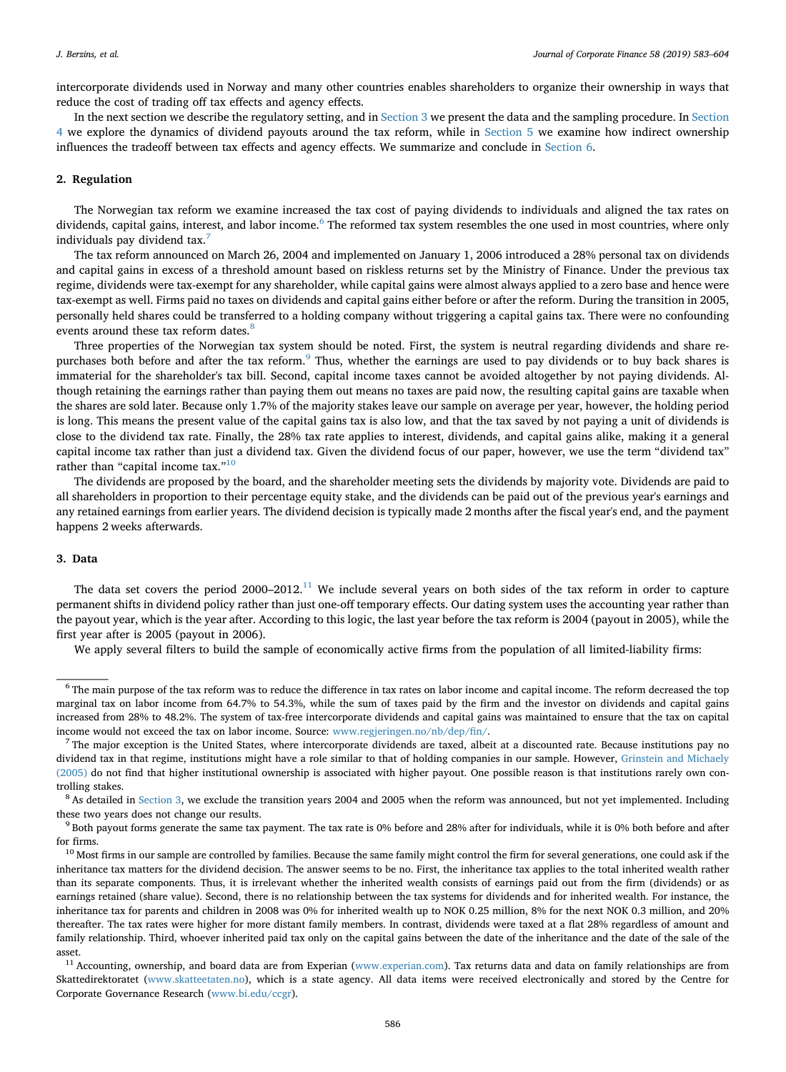intercorporate dividends used in Norway and many other countries enables shareholders to organize their ownership in ways that reduce the cost of trading off tax effects and agency effects.

In the next section we describe the regulatory setting, and in Section 3 we present the data and the sampling procedure. In Section 4 we explore the dynamics of dividend payouts around the tax reform, while in Section 5 we examine how indirect ownership influences the tradeoff between tax effects and agency effects. We summarize and conclude in Section 6.

## 2. Regulation

The Norwegian tax reform we examine increased the tax cost of paying dividends to individuals and aligned the tax rates on dividends, capital gains, interest, and labor income.[6] The reformed tax system resembles the one used in most countries, where only individuals pay dividend tax.[7]

The tax reform announced on March 26, 2004 and implemented on January 1, 2006 introduced a 28% personal tax on dividends and capital gains in excess of a threshold amount based on riskless returns set by the Ministry of Finance. Under the previous tax regime, dividends were tax-exempt for any shareholder, while capital gains were almost always applied to a zero base and hence were tax-exempt as well. Firms paid no taxes on dividends and capital gains either before or after the reform. During the transition in 2005, personally held shares could be transferred to a holding company without triggering a capital gains tax. There were no confounding events around these tax reform dates.[8]

Three properties of the Norwegian tax system should be noted. First, the system is neutral regarding dividends and share repurchases both before and after the tax reform.[9] Thus, whether the earnings are used to pay dividends or to buy back shares is immaterial for the shareholder's tax bill. Second, capital income taxes cannot be avoided altogether by not paying dividends. Although retaining the earnings rather than paying them out means no taxes are paid now, the resulting capital gains are taxable when the shares are sold later. Because only 1.7% of the majority stakes leave our sample on average per year, however, the holding period is long. This means the present value of the capital gains tax is also low, and that the tax saved by not paying a unit of dividends is close to the dividend tax rate. Finally, the 28% tax rate applies to interest, dividends, and capital gains alike, making it a general capital income tax rather than just a dividend tax. Given the dividend focus of our paper, however, we use the term "dividend tax" rather than "capital income tax."[10]

The dividends are proposed by the board, and the shareholder meeting sets the dividends by majority vote. Dividends are paid to all shareholders in proportion to their percentage equity stake, and the dividends can be paid out of the previous year's earnings and any retained earnings from earlier years. The dividend decision is typically made 2 months after the fiscal year's end, and the payment happens 2 weeks afterwards.

## 3. Data

The data set covers the period 2000–2012.[11] We include several years on both sides of the tax reform in order to capture permanent shifts in dividend policy rather than just one-off temporary effects. Our dating system uses the accounting year rather than the payout year, which is the year after. According to this logic, the last year before the tax reform is 2004 (payout in 2005), while the first year after is 2005 (payout in 2006).

We apply several filters to build the sample of economically active firms from the population of all limited-liability firms:

---

[6] The main purpose of the tax reform was to reduce the difference in tax rates on labor income and capital income. The reform decreased the top marginal tax on labor income from 64.7% to 54.3%, while the sum of taxes paid by the firm and the investor on dividends and capital gains increased from 28% to 48.2%. The system of tax-free intercorporate dividends and capital gains was maintained to ensure that the tax on capital income would not exceed the tax on labor income. Source: www.regjeringen.no/nb/dep/fin/.

[7] The major exception is the United States, where intercorporate dividends are taxed, albeit at a discounted rate. Because institutions pay no dividend tax in that regime, institutions might have a role similar to that of holding companies in our sample. However, Grinstein and Michaely (2005) do not find that higher institutional ownership is associated with higher payout. One possible reason is that institutions rarely own controlling stakes.

[8] As detailed in Section 3, we exclude the transition years 2004 and 2005 when the reform was announced, but not yet implemented. Including these two years does not change our results.

[9] Both payout forms generate the same tax payment. The tax rate is 0% before and 28% after for individuals, while it is 0% both before and after for firms.

[10] Most firms in our sample are controlled by families. Because the same family might control the firm for several generations, one could ask if the inheritance tax matters for the dividend decision. The answer seems to be no. First, the inheritance tax applies to the total inherited wealth rather than its separate components. Thus, it is irrelevant whether the inherited wealth consists of earnings paid out from the firm (dividends) or as earnings retained (share value). Second, there is no relationship between the tax systems for dividends and for inherited wealth. For instance, the inheritance tax for parents and children in 2008 was 0% for inherited wealth up to NOK 0.25 million, 8% for the next NOK 0.3 million, and 20% thereafter. The tax rates were higher for more distant family members. In contrast, dividends were taxed at a flat 28% regardless of amount and family relationship. Third, whoever inherited paid tax only on the capital gains between the date of the inheritance and the date of the sale of the asset.

[11] Accounting, ownership, and board data are from Experian (www.experian.com). Tax returns data and data on family relationships are from Skattedirektoratet (www.skatteetaten.no), which is a state agency. All data items were received electronically and stored by the Centre for Corporate Governance Research (www.bi.edu/ccgr).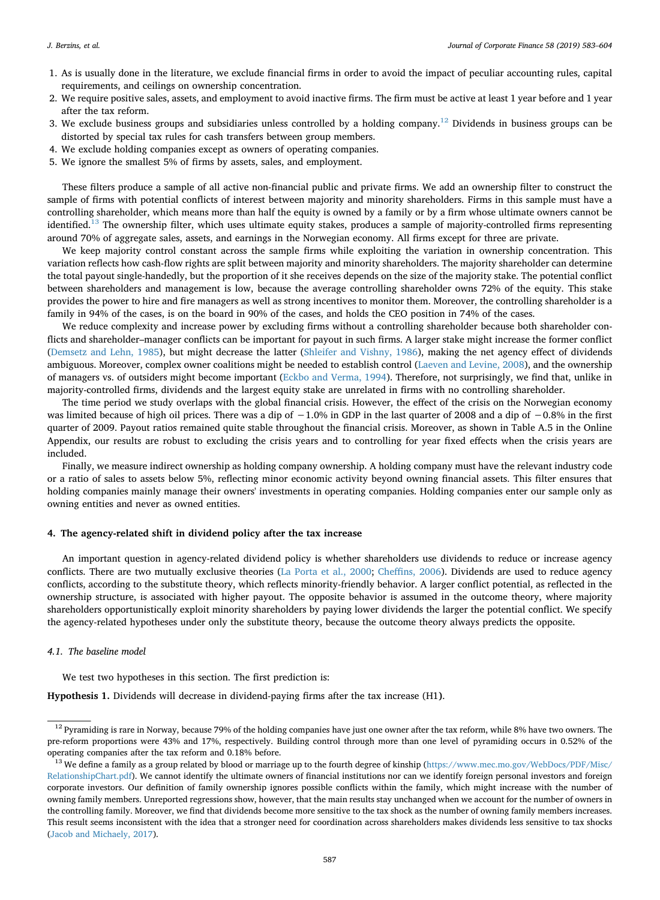1. As is usually done in the literature, we exclude financial firms in order to avoid the impact of peculiar accounting rules, capital requirements, and ceilings on ownership concentration.
2. We require positive sales, assets, and employment to avoid inactive firms. The firm must be active at least 1 year before and 1 year after the tax reform.
3. We exclude business groups and subsidiaries unless controlled by a holding company.[12] Dividends in business groups can be distorted by special tax rules for cash transfers between group members.
4. We exclude holding companies except as owners of operating companies.
5. We ignore the smallest 5% of firms by assets, sales, and employment.

These filters produce a sample of all active non-financial public and private firms. We add an ownership filter to construct the sample of firms with potential conflicts of interest between majority and minority shareholders. Firms in this sample must have a controlling shareholder, which means more than half the equity is owned by a family or by a firm whose ultimate owners cannot be identified.[13] The ownership filter, which uses ultimate equity stakes, produces a sample of majority-controlled firms representing around 70% of aggregate sales, assets, and earnings in the Norwegian economy. All firms except for three are private.

We keep majority control constant across the sample firms while exploiting the variation in ownership concentration. This variation reflects how cash-flow rights are split between majority and minority shareholders. The majority shareholder can determine the total payout single-handedly, but the proportion of it she receives depends on the size of the majority stake. The potential conflict between shareholders and management is low, because the average controlling shareholder owns 72% of the equity. This stake provides the power to hire and fire managers as well as strong incentives to monitor them. Moreover, the controlling shareholder is a family in 94% of the cases, is on the board in 90% of the cases, and holds the CEO position in 74% of the cases.

We reduce complexity and increase power by excluding firms without a controlling shareholder because both shareholder conflicts and shareholder–manager conflicts can be important for payout in such firms. A larger stake might increase the former conflict (Demsetz and Lehn, 1985), but might decrease the latter (Shleifer and Vishny, 1986), making the net agency effect of dividends ambiguous. Moreover, complex owner coalitions might be needed to establish control (Laeven and Levine, 2008), and the ownership of managers vs. of outsiders might become important (Eckbo and Verma, 1994). Therefore, not surprisingly, we find that, unlike in majority-controlled firms, dividends and the largest equity stake are unrelated in firms with no controlling shareholder.

The time period we study overlaps with the global financial crisis. However, the effect of the crisis on the Norwegian economy was limited because of high oil prices. There was a dip of −1.0% in GDP in the last quarter of 2008 and a dip of −0.8% in the first quarter of 2009. Payout ratios remained quite stable throughout the financial crisis. Moreover, as shown in Table A.5 in the Online Appendix, our results are robust to excluding the crisis years and to controlling for year fixed effects when the crisis years are included.

Finally, we measure indirect ownership as holding company ownership. A holding company must have the relevant industry code or a ratio of sales to assets below 5%, reflecting minor economic activity beyond owning financial assets. This filter ensures that holding companies mainly manage their owners' investments in operating companies. Holding companies enter our sample only as owning entities and never as owned entities.

## 4. The agency-related shift in dividend policy after the tax increase

An important question in agency-related dividend policy is whether shareholders use dividends to reduce or increase agency conflicts. There are two mutually exclusive theories (La Porta et al., 2000; Cheffins, 2006). Dividends are used to reduce agency conflicts, according to the substitute theory, which reflects minority-friendly behavior. A larger conflict potential, as reflected in the ownership structure, is associated with higher payout. The opposite behavior is assumed in the outcome theory, where majority shareholders opportunistically exploit minority shareholders by paying lower dividends the larger the potential conflict. We specify the agency-related hypotheses under only the substitute theory, because the outcome theory always predicts the opposite.

### 4.1. The baseline model

We test two hypotheses in this section. The first prediction is:

**Hypothesis 1.** Dividends will decrease in dividend-paying firms after the tax increase (H1).

---

[12] Pyramiding is rare in Norway, because 79% of the holding companies have just one owner after the tax reform, while 8% have two owners. The pre-reform proportions were 43% and 17%, respectively. Building control through more than one level of pyramiding occurs in 0.52% of the operating companies after the tax reform and 0.18% before.

[13] We define a family as a group related by blood or marriage up to the fourth degree of kinship (https://www.mec.mo.gov/WebDocs/PDF/Misc/RelationshipChart.pdf). We cannot identify the ultimate owners of financial institutions nor can we identify foreign personal investors and foreign corporate investors. Our definition of family ownership ignores possible conflicts within the family, which might increase with the number of owning family members. Unreported regressions show, however, that the main results stay unchanged when we account for the number of owners in the controlling family. Moreover, we find that dividends become more sensitive to the tax shock as the number of owning family members increases. This result seems inconsistent with the idea that a stronger need for coordination across shareholders makes dividends less sensitive to tax shocks (Jacob and Michaely, 2017).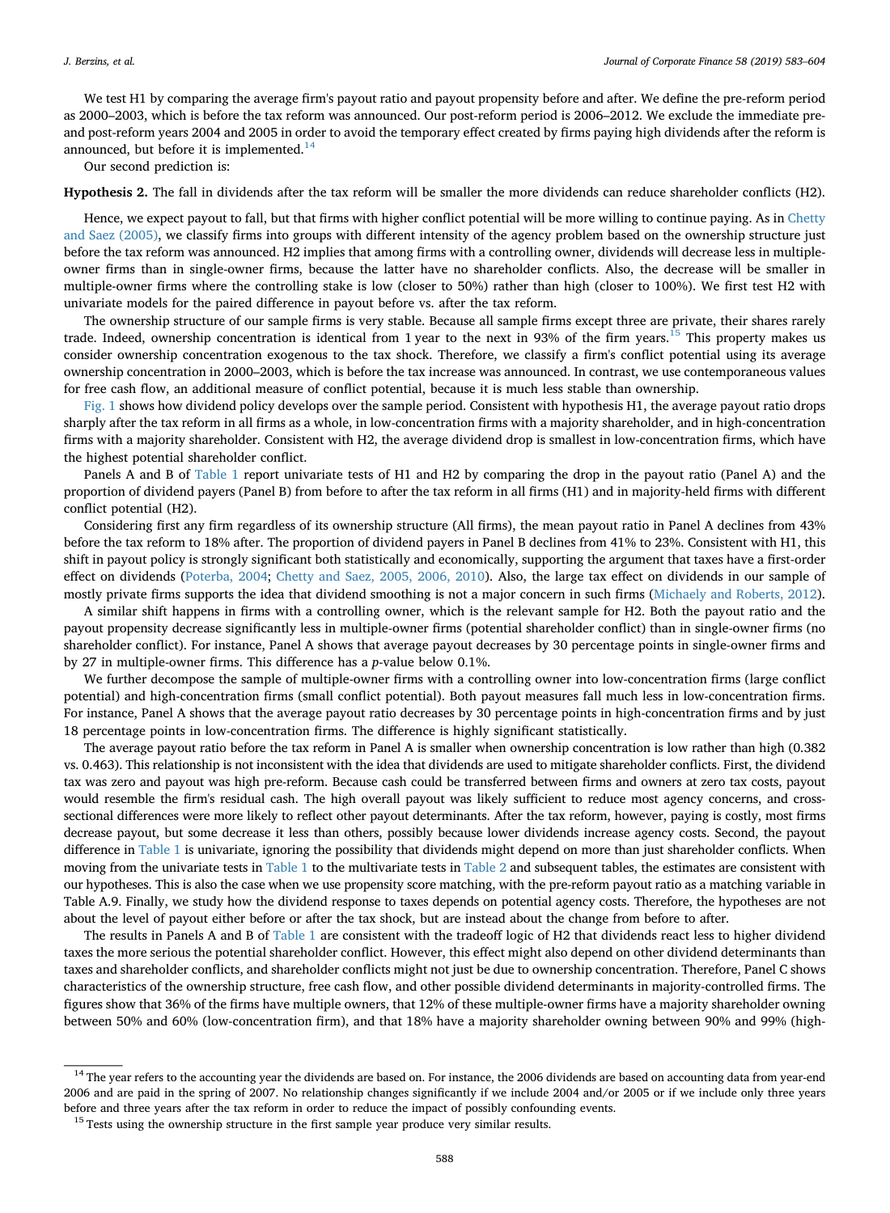We test H1 by comparing the average firm's payout ratio and payout propensity before and after. We define the pre-reform period as 2000–2003, which is before the tax reform was announced. Our post-reform period is 2006–2012. We exclude the immediate pre- and post-reform years 2004 and 2005 in order to avoid the temporary effect created by firms paying high dividends after the reform is announced, but before it is implemented.[14]

Our second prediction is:

**Hypothesis 2.** The fall in dividends after the tax reform will be smaller the more dividends can reduce shareholder conflicts (H2).

Hence, we expect payout to fall, but that firms with higher conflict potential will be more willing to continue paying. As in Chetty and Saez (2005), we classify firms into groups with different intensity of the agency problem based on the ownership structure just before the tax reform was announced. H2 implies that among firms with a controlling owner, dividends will decrease less in multiple-owner firms than in single-owner firms, because the latter have no shareholder conflicts. Also, the decrease will be smaller in multiple-owner firms where the controlling stake is low (closer to 50%) rather than high (closer to 100%). We first test H2 with univariate models for the paired difference in payout before vs. after the tax reform.

The ownership structure of our sample firms is very stable. Because all sample firms except three are private, their shares rarely trade. Indeed, ownership concentration is identical from 1 year to the next in 93% of the firm years.[15] This property makes us consider ownership concentration exogenous to the tax shock. Therefore, we classify a firm's conflict potential using its average ownership concentration in 2000–2003, which is before the tax increase was announced. In contrast, we use contemporaneous values for free cash flow, an additional measure of conflict potential, because it is much less stable than ownership.

Fig. 1 shows how dividend policy develops over the sample period. Consistent with hypothesis H1, the average payout ratio drops sharply after the tax reform in all firms as a whole, in low-concentration firms with a majority shareholder, and in high-concentration firms with a majority shareholder. Consistent with H2, the average dividend drop is smallest in low-concentration firms, which have the highest potential shareholder conflict.

Panels A and B of Table 1 report univariate tests of H1 and H2 by comparing the drop in the payout ratio (Panel A) and the proportion of dividend payers (Panel B) from before to after the tax reform in all firms (H1) and in majority-held firms with different conflict potential (H2).

Considering first any firm regardless of its ownership structure (All firms), the mean payout ratio in Panel A declines from 43% before the tax reform to 18% after. The proportion of dividend payers in Panel B declines from 41% to 23%. Consistent with H1, this shift in payout policy is strongly significant both statistically and economically, supporting the argument that taxes have a first-order effect on dividends (Poterba, 2004; Chetty and Saez, 2005, 2006, 2010). Also, the large tax effect on dividends in our sample of mostly private firms supports the idea that dividend smoothing is not a major concern in such firms (Michaely and Roberts, 2012).

A similar shift happens in firms with a controlling owner, which is the relevant sample for H2. Both the payout ratio and the payout propensity decrease significantly less in multiple-owner firms (potential shareholder conflict) than in single-owner firms (no shareholder conflict). For instance, Panel A shows that average payout decreases by 30 percentage points in single-owner firms and by 27 in multiple-owner firms. This difference has a $p$-value below 0.1%.

We further decompose the sample of multiple-owner firms with a controlling owner into low-concentration firms (large conflict potential) and high-concentration firms (small conflict potential). Both payout measures fall much less in low-concentration firms. For instance, Panel A shows that the average payout ratio decreases by 30 percentage points in high-concentration firms and by just 18 percentage points in low-concentration firms. The difference is highly significant statistically.

The average payout ratio before the tax reform in Panel A is smaller when ownership concentration is low rather than high (0.382 vs. 0.463). This relationship is not inconsistent with the idea that dividends are used to mitigate shareholder conflicts. First, the dividend tax was zero and payout was high pre-reform. Because cash could be transferred between firms and owners at zero tax costs, payout would resemble the firm's residual cash. The high overall payout was likely sufficient to reduce most agency concerns, and cross-sectional differences were more likely to reflect other payout determinants. After the tax reform, however, paying is costly, most firms decrease payout, but some decrease it less than others, possibly because lower dividends increase agency costs. Second, the payout difference in Table 1 is univariate, ignoring the possibility that dividends might depend on more than just shareholder conflicts. When moving from the univariate tests in Table 1 to the multivariate tests in Table 2 and subsequent tables, the estimates are consistent with our hypotheses. This is also the case when we use propensity score matching, with the pre-reform payout ratio as a matching variable in Table A.9. Finally, we study how the dividend response to taxes depends on potential agency costs. Therefore, the hypotheses are not about the level of payout either before or after the tax shock, but are instead about the change from before to after.

The results in Panels A and B of Table 1 are consistent with the tradeoff logic of H2 that dividends react less to higher dividend taxes the more serious the potential shareholder conflict. However, this effect might also depend on other dividend determinants than taxes and shareholder conflicts, and shareholder conflicts might not just be due to ownership concentration. Therefore, Panel C shows characteristics of the ownership structure, free cash flow, and other possible dividend determinants in majority-controlled firms. The figures show that 36% of the firms have multiple owners, that 12% of these multiple-owner firms have a majority shareholder owning between 50% and 60% (low-concentration firm), and that 18% have a majority shareholder owning between 90% and 99% (high-

---

[14] The year refers to the accounting year the dividends are based on. For instance, the 2006 dividends are based on accounting data from year-end 2006 and are paid in the spring of 2007. No relationship changes significantly if we include 2004 and/or 2005 or if we include only three years before and three years after the tax reform in order to reduce the impact of possibly confounding events.

[15] Tests using the ownership structure in the first sample year produce very similar results.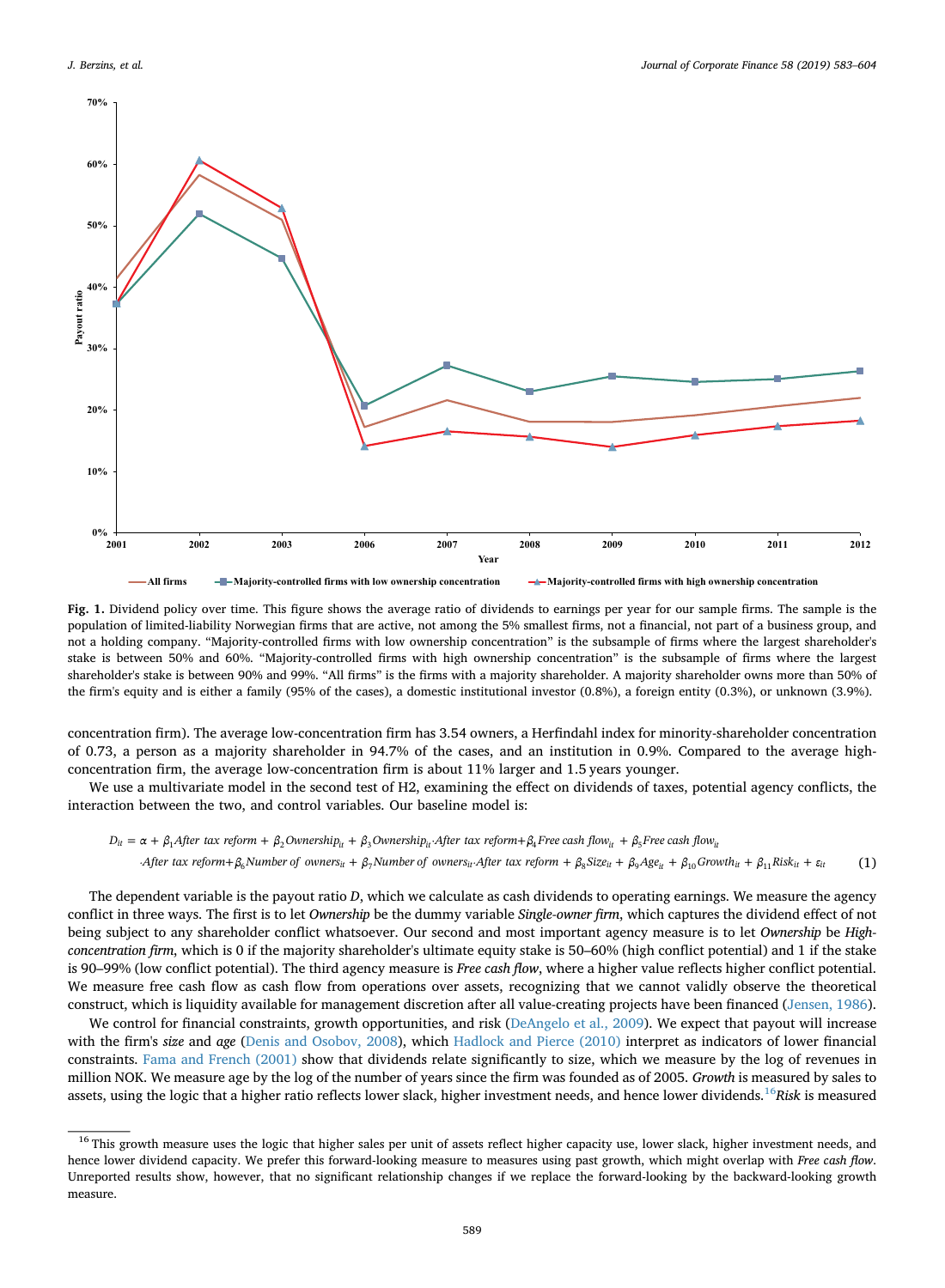**Fig. 1.** Dividend policy over time. This figure shows the average ratio of dividends to earnings per year for our sample firms. The sample is the population of limited-liability Norwegian firms that are active, not among the 5% smallest firms, not a financial, not part of a business group, and not a holding company. "Majority-controlled firms with low ownership concentration" is the subsample of firms where the largest shareholder's stake is between 50% and 60%. "Majority-controlled firms with high ownership concentration" is the subsample of firms where the largest shareholder's stake is between 90% and 99%. "All firms" is the firms with a majority shareholder. A majority shareholder owns more than 50% of the firm's equity and is either a family (95% of the cases), a domestic institutional investor (0.8%), a foreign entity (0.3%), or unknown (3.9%).

concentration firm). The average low-concentration firm has 3.54 owners, a Herfindahl index for minority-shareholder concentration of 0.73, a person as a majority shareholder in 94.7% of the cases, and an institution in 0.9%. Compared to the average high-concentration firm, the average low-concentration firm is about 11% larger and 1.5 years younger.

We use a multivariate model in the second test of H2, examining the effect on dividends of taxes, potential agency conflicts, the interaction between the two, and control variables. Our baseline model is:

$$D_{it} = \alpha + \beta_1 \textit{After tax reform} + \beta_2 \textit{Ownership}_{it} + \beta_3 \textit{Ownership}_{it} \cdot \textit{After tax reform} + \beta_4 \textit{Free cash flow}_{it} + \beta_5 \textit{Free cash flow}_{it} \cdot \textit{After tax reform} + \beta_6 \textit{Number of owners}_{it} + \beta_7 \textit{Number of owners}_{it} \cdot \textit{After tax reform} + \beta_8 \textit{Size}_{it} + \beta_9 \textit{Age}_{it} + \beta_{10} \textit{Growth}_{it} + \beta_{11} \textit{Risk}_{it} + \varepsilon_{it} \quad (1)$$

The dependent variable is the payout ratio *D*, which we calculate as cash dividends to operating earnings. We measure the agency conflict in three ways. The first is to let *Ownership* be the dummy variable *Single-owner firm*, which captures the dividend effect of not being subject to any shareholder conflict whatsoever. Our second and most important agency measure is to let *Ownership* be *High-concentration firm*, which is 0 if the majority shareholder's ultimate equity stake is 50–60% (high conflict potential) and 1 if the stake is 90–99% (low conflict potential). The third agency measure is *Free cash flow*, where a higher value reflects higher conflict potential. We measure free cash flow as cash flow from operations over assets, recognizing that we cannot validly observe the theoretical construct, which is liquidity available for management discretion after all value-creating projects have been financed (Jensen, 1986).

We control for financial constraints, growth opportunities, and risk (DeAngelo et al., 2009). We expect that payout will increase with the firm's *size* and *age* (Denis and Osobov, 2008), which Hadlock and Pierce (2010) interpret as indicators of lower financial constraints. Fama and French (2001) show that dividends relate significantly to size, which we measure by the log of revenues in million NOK. We measure age by the log of the number of years since the firm was founded as of 2005. *Growth* is measured by sales to assets, using the logic that a higher ratio reflects lower slack, higher investment needs, and hence lower dividends.[16] *Risk* is measured

---

[16] This growth measure uses the logic that higher sales per unit of assets reflect higher capacity use, lower slack, higher investment needs, and hence lower dividend capacity. We prefer this forward-looking measure to measures using past growth, which might overlap with *Free cash flow*. Unreported results show, however, that no significant relationship changes if we replace the forward-looking by the backward-looking growth measure.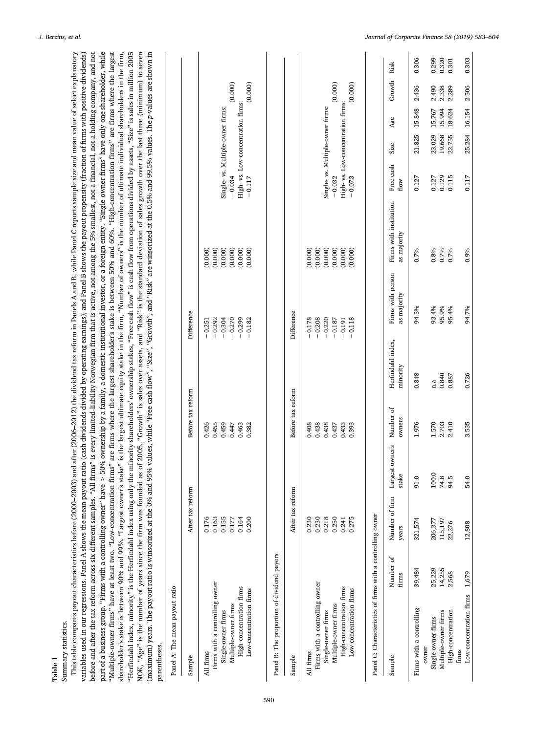**Table 1**

Summary statistics.

This table compares payout characteristics before (2000–2003) and after (2006–2012) the dividend tax reform in Panels A and B, while Panel C reports sample size and mean value of select explanatory variables used in our regressions. Panel A shows the mean payout ratio (cash dividends divided by operating earnings), and Panel B shows the payout propensity (fraction of firms with positive dividends) before and after the tax reform across six different samples. "All firms" is every limited-liability Norwegian firm that is active, not among the 5% smallest, not a financial, not a holding company, and not part of a business group. "Firms with a controlling owner" have > 50% ownership by a family, a domestic institutional investor, or a foreign entity. "Single-owner firms" have only one shareholder, while "Multiple-owner firms" have at least two. "Low-concentration firms" are firms where the largest shareholder's stake is between 50% and 60%. "High-concentration firms" are firms where the largest shareholder's stake is between 90% and 99%. "Largest owner's stake" is the largest ultimate equity stake in the firm, "Number of owners" is the number of ultimate individual shareholders in the firm, "Herfindahl index, minority" is the Herfindahl index using only the minority shareholders' ownership stakes, "Free cash flow" is cash flow from operations divided by assets, "Size" is sales in million 2005 NOK, "Age" is the number of years since the firm was founded as of 2005, "Growth" is sales over assets, and "Risk" is the standard deviation of sales growth over the last three (minimum) to seven (maximum) years. The payout ratio is winsorized at the 0% and 95% values, while "Free cash flow", "Size", "Growth", and "Risk" are winsorized at the 0.5% and 99.5% values. The p-values are shown in parentheses.

Panel A: The mean payout ratio

| Sample | After tax reform | Before tax reform | Difference | | | |
|---|---|---|---|---|---|---|
| All firms | 0.176 | 0.426 | −0.251 | (0.000) | | |
| Firms with a controlling owner | 0.163 | 0.455 | −0.292 | (0.000) | | |
| Single-owner firms | 0.155 | 0.459 | −0.304 | (0.000) | Single- vs. Multiple-owner firms: | |
| Multiple-owner firms | 0.177 | 0.447 | −0.270 | (0.000) | −0.034 | (0.000) |
| High-concentration firms | 0.164 | 0.463 | −0.299 | (0.000) | High- vs. Low-concentration firms: | |
| Low-concentration firms | 0.200 | 0.382 | −0.182 | (0.000) | −0.117 | (0.000) |

Panel B: The proportion of dividend payers

| Sample | After tax reform | Before tax reform | Difference | | | |
|---|---|---|---|---|---|---|
| All firms | 0.230 | 0.408 | −0.178 | (0.000) | | |
| Firms with a controlling owner | 0.230 | 0.438 | −0.208 | (0.000) | | |
| Single-owner firms | 0.218 | 0.438 | −0.220 | (0.000) | Single- vs. Multiple-owner firms: | |
| Multiple-owner firms | 0.250 | 0.437 | −0.187 | (0.000) | −0.032 | (0.000) |
| High-concentration firms | 0.241 | 0.433 | −0.191 | (0.000) | High- vs. Low-concentration firms: | |
| Low-concentration firms | 0.275 | 0.393 | −0.118 | (0.000) | −0.073 | (0.000) |

Panel C: Characteristics of firms with a controlling owner

| Sample | Number of firms | Number of firm years | Largest owner's stake | Number of owners | Herfindahl index, minority | Firms with person as majority | Firms with institution as majority | Free cash flow | Size | Age | Growth | Risk |
|---|---|---|---|---|---|---|---|---|---|---|---|---|
| Firms with a controlling owner | 39,484 | 321,574 | 91.0 | 1.976 | 0.848 | 94.3% | 0.7% | 0.127 | 21.825 | 15.848 | 2.436 | 0.306 |
| Single-owner firms | 25,229 | 206,377 | 100.0 | 1.570 | n.a | 93.4% | 0.8% | 0.127 | 23.029 | 15.767 | 2.490 | 0.299 |
| Multiple-owner firms | 14,255 | 115,197 | 74.8 | 2.703 | 0.840 | 95.9% | 0.7% | 0.129 | 19.668 | 15.994 | 2.338 | 0.320 |
| High-concentration firms | 2,568 | 22,276 | 94.5 | 2.410 | 0.887 | 95.4% | 0.7% | 0.115 | 22.755 | 18.624 | 2.289 | 0.301 |
| Low-concentration firms | 1,679 | 12,808 | 54.0 | 3.535 | 0.726 | 94.7% | 0.9% | 0.117 | 25.284 | 16.154 | 2.506 | 0.303 |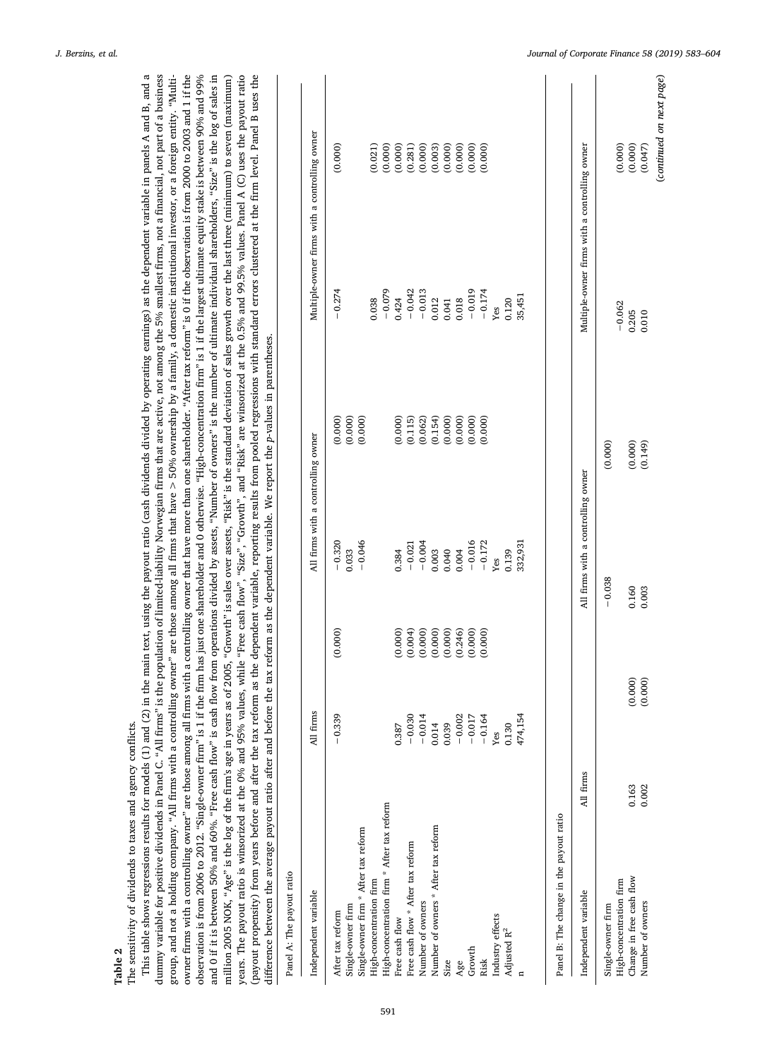**Table 2**

The sensitivity of dividends to taxes and agency conflicts.

This table shows regressions results for models (1) and (2) in the main text, using the payout ratio (cash dividends divided by operating earnings) as the dependent variable in panels A and B, and a dummy variable for positive dividends in Panel C. "All firms" is the population of limited-liability Norwegian firms that are active, not among the 5% smallest firms, not a financial, not part of a business group, and not a holding company. "All firms with a controlling owner" are those among all firms that have > 50% ownership by a family, a domestic institutional investor, or a foreign entity. "Multi-owner firms with a controlling owner" are those among all firms with a controlling owner that have more than one shareholder. "After tax reform" is 0 if the observation is from 2000 to 2003 and 1 if the observation is from 2006 to 2012. "Single-owner firm" is 1 if the firm has just one shareholder and 0 otherwise. "High-concentration firm" is 1 if the largest ultimate equity stake is between 90% and 99% and 0 if it is between 50% and 60%. "Free cash flow" is cash flow from operations divided by assets, "Number of owners" is the number of ultimate individual shareholders, "Size" is the log of sales in million 2005 NOK, "Age" is the log of the firm's age in years as of 2005, "Growth" is sales over assets, "Risk" is the standard deviation of sales growth over the last three (minimum) to seven (maximum) years. The payout ratio is winsorized at the 0% and 95% values, while "Free cash flow", "Size", "Growth", and "Risk" are winsorized at the 0.5% and 99.5% values. Panel A (C) uses the payout ratio (payout propensity) from years before and after the tax reform as the dependent variable, reporting results from pooled regressions with standard errors clustered at the firm level. Panel B uses the difference between the average payout ratio after and before the tax reform as the dependent variable. We report the *p*-values in parentheses.

Panel A: The payout ratio

| Independent variable | All firms | | All firms with a controlling owner | | Multiple-owner firms with a controlling owner | |
|---|---|---|---|---|---|---|
| After tax reform | −0.339 | (0.000) | −0.320 | (0.000) | −0.274 | (0.000) |
| Single-owner firm | | | 0.033 | (0.000) | | |
| Single-owner firm * After tax reform | | | −0.046 | (0.000) | | |
| High-concentration firm | | | | | 0.038 | (0.021) |
| High-concentration firm * After tax reform | | | | | −0.079 | (0.000) |
| Free cash flow | 0.387 | (0.000) | 0.384 | (0.000) | 0.424 | (0.000) |
| Free cash flow * After tax reform | −0.030 | (0.004) | −0.021 | (0.115) | −0.042 | (0.281) |
| Number of owners | −0.014 | (0.000) | −0.004 | (0.062) | −0.013 | (0.000) |
| Number of owners * After tax reform | 0.014 | (0.000) | 0.003 | (0.154) | 0.012 | (0.003) |
| Size | 0.039 | (0.000) | 0.040 | (0.000) | 0.041 | (0.000) |
| Age | −0.002 | (0.246) | 0.004 | (0.000) | 0.018 | (0.000) |
| Growth | −0.017 | (0.000) | −0.016 | (0.000) | −0.019 | (0.000) |
| Risk | −0.164 | (0.000) | −0.172 | (0.000) | −0.174 | (0.000) |
| Industry effects | Yes | | Yes | | Yes | |
| Adjusted $R^2$ | 0.130 | | 0.139 | | 0.120 | |
| n | 474,154 | | 332,931 | | 35,451 | |

Panel B: The change in the payout ratio

| Independent variable | All firms | | All firms with a controlling owner | | Multiple-owner firms with a controlling owner | |
|---|---|---|---|---|---|---|
| Single-owner firm | | | −0.038 | (0.000) | | |
| High-concentration firm | | | | | −0.062 | (0.000) |
| Change in free cash flow | 0.163 | (0.000) | 0.160 | (0.000) | 0.205 | (0.000) |
| Number of owners | 0.002 | (0.000) | 0.003 | (0.149) | 0.010 | (0.047) |

(*continued on next page*)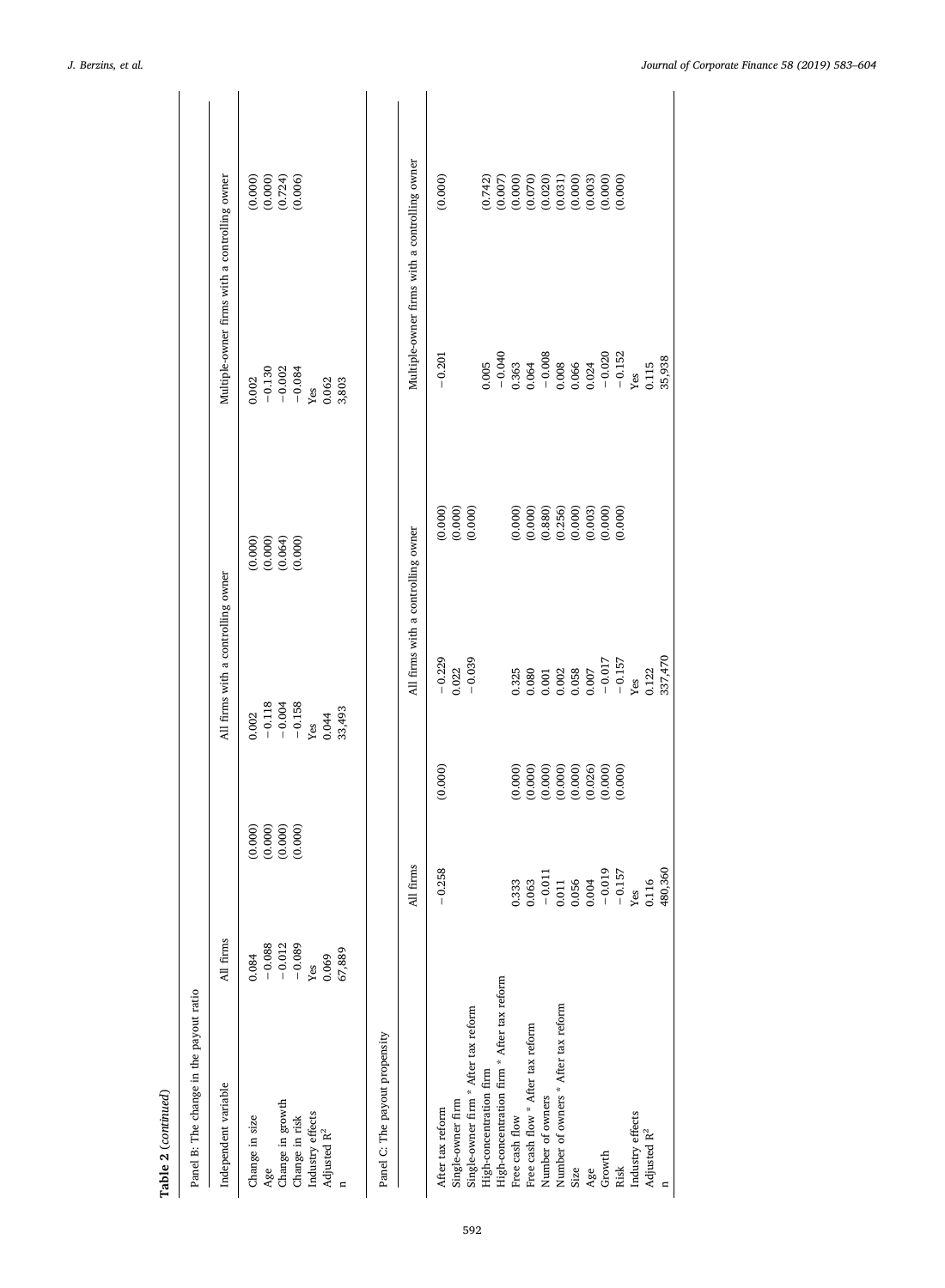**Table 2** (*continued*)

Panel B: The change in the payout ratio

| Independent variable | All firms | | All firms with a controlling owner | | Multiple-owner firms with a controlling owner | |
|---|---|---|---|---|---|---|
| Change in size | 0.084 | (0.000) | 0.002 | (0.000) | 0.002 | (0.000) |
| Age | −0.088 | (0.000) | −0.118 | (0.000) | −0.130 | (0.000) |
| Change in growth | −0.012 | (0.000) | −0.004 | (0.064) | −0.002 | (0.724) |
| Change in risk | −0.089 | (0.000) | −0.158 | (0.000) | −0.084 | (0.006) |
| Industry effects | Yes | | Yes | | Yes | |
| Adjusted $R^2$ | 0.069 | | 0.044 | | 0.062 | |
| n | 67,889 | | 33,493 | | 3,803 | |

Panel C: The payout propensity

| | All firms | | All firms with a controlling owner | | Multiple-owner firms with a controlling owner | |
|---|---|---|---|---|---|---|
| After tax reform | −0.258 | (0.000) | −0.229 | (0.000) | −0.201 | (0.000) |
| Single-owner firm | | | 0.022 | (0.000) | | |
| Single-owner firm * After tax reform | | | −0.039 | (0.000) | | |
| High-concentration firm | | | | | 0.005 | (0.742) |
| High-concentration firm * After tax reform | | | | | −0.040 | (0.007) |
| Free cash flow | 0.333 | (0.000) | 0.325 | (0.000) | 0.363 | (0.000) |
| Free cash flow * After tax reform | 0.063 | (0.000) | 0.080 | (0.000) | 0.064 | (0.070) |
| Number of owners | −0.011 | (0.000) | 0.001 | (0.880) | −0.008 | (0.020) |
| Number of owners * After tax reform | 0.011 | (0.000) | 0.002 | (0.256) | 0.008 | (0.031) |
| Size | 0.056 | (0.000) | 0.058 | (0.000) | 0.066 | (0.000) |
| Age | 0.004 | (0.026) | 0.007 | (0.003) | 0.024 | (0.003) |
| Growth | −0.019 | (0.000) | −0.017 | (0.000) | −0.020 | (0.000) |
| Risk | −0.157 | (0.000) | −0.157 | (0.000) | −0.152 | (0.000) |
| Industry effects | Yes | | Yes | | Yes | |
| Adjusted $R^2$ | 0.116 | | 0.122 | | 0.115 | |
| n | 480,360 | | 337,470 | | 35,938 | |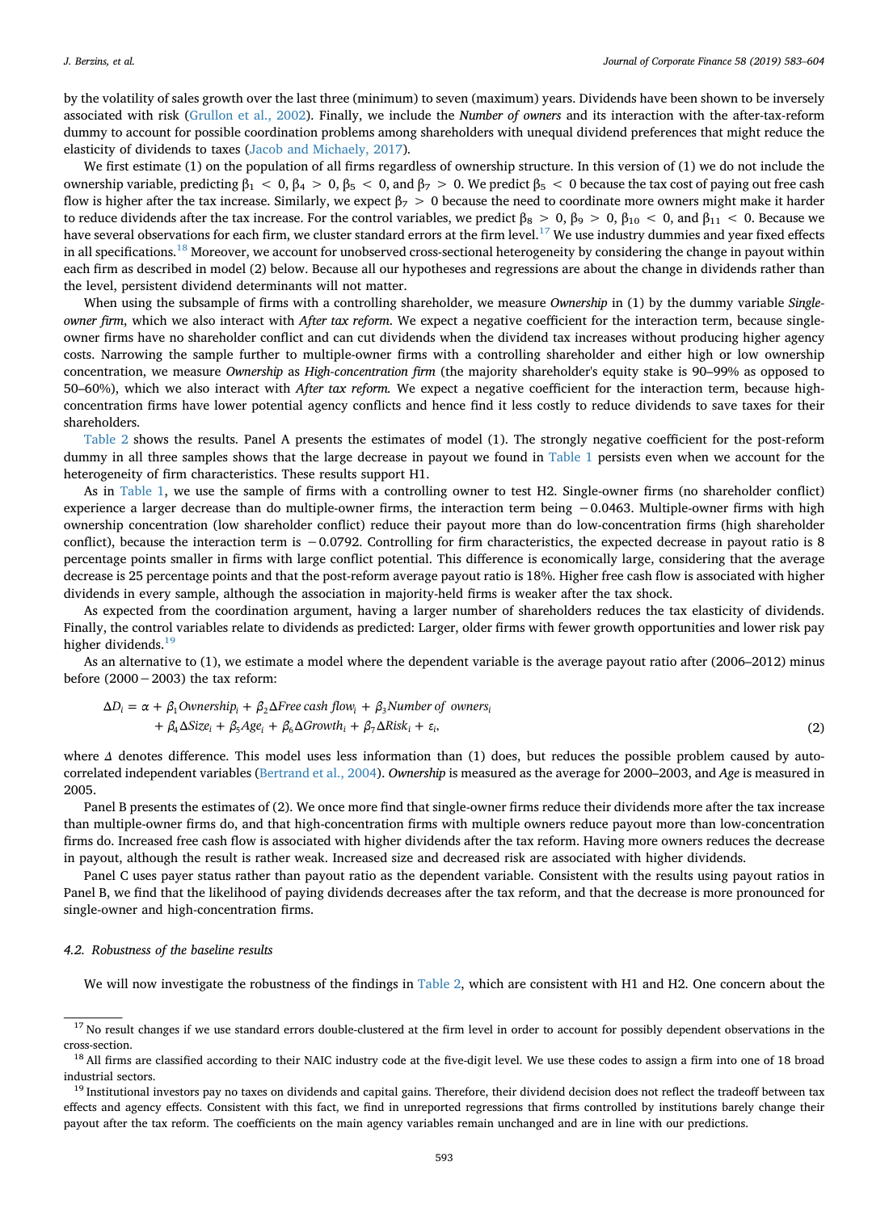by the volatility of sales growth over the last three (minimum) to seven (maximum) years. Dividends have been shown to be inversely associated with risk (Grullon et al., 2002). Finally, we include the *Number of owners* and its interaction with the after-tax-reform dummy to account for possible coordination problems among shareholders with unequal dividend preferences that might reduce the elasticity of dividends to taxes (Jacob and Michaely, 2017).

We first estimate (1) on the population of all firms regardless of ownership structure. In this version of (1) we do not include the ownership variable, predicting $\beta_1 < 0$, $\beta_4 > 0$, $\beta_5 < 0$, and $\beta_7 > 0$. We predict $\beta_5 < 0$ because the tax cost of paying out free cash flow is higher after the tax increase. Similarly, we expect $\beta_7 > 0$ because the need to coordinate more owners might make it harder to reduce dividends after the tax increase. For the control variables, we predict $\beta_8 > 0$, $\beta_9 > 0$, $\beta_{10} < 0$, and $\beta_{11} < 0$. Because we have several observations for each firm, we cluster standard errors at the firm level.[17] We use industry dummies and year fixed effects in all specifications.[18] Moreover, we account for unobserved cross-sectional heterogeneity by considering the change in payout within each firm as described in model (2) below. Because all our hypotheses and regressions are about the change in dividends rather than the level, persistent dividend determinants will not matter.

When using the subsample of firms with a controlling shareholder, we measure *Ownership* in (1) by the dummy variable *Single-owner firm*, which we also interact with *After tax reform*. We expect a negative coefficient for the interaction term, because single-owner firms have no shareholder conflict and can cut dividends when the dividend tax increases without producing higher agency costs. Narrowing the sample further to multiple-owner firms with a controlling shareholder and either high or low ownership concentration, we measure *Ownership* as *High-concentration firm* (the majority shareholder's equity stake is 90–99% as opposed to 50–60%), which we also interact with *After tax reform*. We expect a negative coefficient for the interaction term, because high-concentration firms have lower potential agency conflicts and hence find it less costly to reduce dividends to save taxes for their shareholders.

Table 2 shows the results. Panel A presents the estimates of model (1). The strongly negative coefficient for the post-reform dummy in all three samples shows that the large decrease in payout we found in Table 1 persists even when we account for the heterogeneity of firm characteristics. These results support H1.

As in Table 1, we use the sample of firms with a controlling owner to test H2. Single-owner firms (no shareholder conflict) experience a larger decrease than do multiple-owner firms, the interaction term being −0.0463. Multiple-owner firms with high ownership concentration (low shareholder conflict) reduce their payout more than do low-concentration firms (high shareholder conflict), because the interaction term is −0.0792. Controlling for firm characteristics, the expected decrease in payout ratio is 8 percentage points smaller in firms with large conflict potential. This difference is economically large, considering that the average decrease is 25 percentage points and that the post-reform average payout ratio is 18%. Higher free cash flow is associated with higher dividends in every sample, although the association in majority-held firms is weaker after the tax shock.

As expected from the coordination argument, having a larger number of shareholders reduces the tax elasticity of dividends. Finally, the control variables relate to dividends as predicted: Larger, older firms with fewer growth opportunities and lower risk pay higher dividends.[19]

As an alternative to (1), we estimate a model where the dependent variable is the average payout ratio after (2006–2012) minus before (2000 − 2003) the tax reform:

$$\Delta D_i = \alpha + \beta_1 Ownership_i + \beta_2 \Delta Free\ cash\ flow_i + \beta_3 Number\ of\ owners_i + \beta_4 \Delta Size_i + \beta_5 Age_i + \beta_6 \Delta Growth_i + \beta_7 \Delta Risk_i + \varepsilon_i, \tag{2}$$

where $\Delta$ denotes difference. This model uses less information than (1) does, but reduces the possible problem caused by auto-correlated independent variables (Bertrand et al., 2004). *Ownership* is measured as the average for 2000–2003, and *Age* is measured in 2005.

Panel B presents the estimates of (2). We once more find that single-owner firms reduce their dividends more after the tax increase than multiple-owner firms do, and that high-concentration firms with multiple owners reduce payout more than low-concentration firms do. Increased free cash flow is associated with higher dividends after the tax reform. Having more owners reduces the decrease in payout, although the result is rather weak. Increased size and decreased risk are associated with higher dividends.

Panel C uses payer status rather than payout ratio as the dependent variable. Consistent with the results using payout ratios in Panel B, we find that the likelihood of paying dividends decreases after the tax reform, and that the decrease is more pronounced for single-owner and high-concentration firms.

### 4.2. Robustness of the baseline results

We will now investigate the robustness of the findings in Table 2, which are consistent with H1 and H2. One concern about the

---

[17] No result changes if we use standard errors double-clustered at the firm level in order to account for possibly dependent observations in the cross-section.

[18] All firms are classified according to their NAIC industry code at the five-digit level. We use these codes to assign a firm into one of 18 broad industrial sectors.

[19] Institutional investors pay no taxes on dividends and capital gains. Therefore, their dividend decision does not reflect the tradeoff between tax effects and agency effects. Consistent with this fact, we find in unreported regressions that firms controlled by institutions barely change their payout after the tax reform. The coefficients on the main agency variables remain unchanged and are in line with our predictions.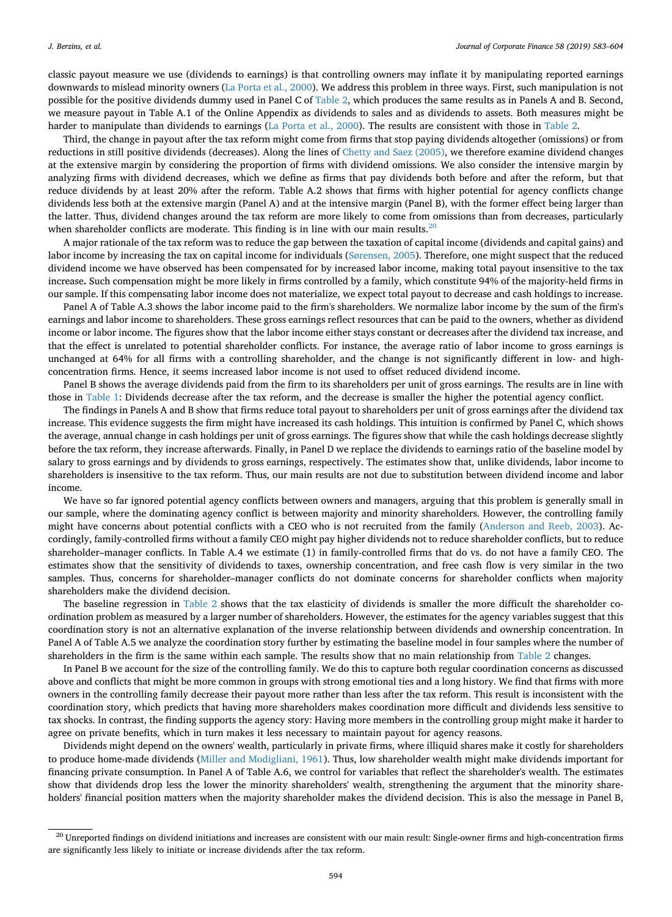classic payout measure we use (dividends to earnings) is that controlling owners may inflate it by manipulating reported earnings downwards to mislead minority owners (La Porta et al., 2000). We address this problem in three ways. First, such manipulation is not possible for the positive dividends dummy used in Panel C of Table 2, which produces the same results as in Panels A and B. Second, we measure payout in Table A.1 of the Online Appendix as dividends to sales and as dividends to assets. Both measures might be harder to manipulate than dividends to earnings (La Porta et al., 2000). The results are consistent with those in Table 2.

Third, the change in payout after the tax reform might come from firms that stop paying dividends altogether (omissions) or from reductions in still positive dividends (decreases). Along the lines of Chetty and Saez (2005), we therefore examine dividend changes at the extensive margin by considering the proportion of firms with dividend omissions. We also consider the intensive margin by analyzing firms with dividend decreases, which we define as firms that pay dividends both before and after the reform, but that reduce dividends by at least 20% after the reform. Table A.2 shows that firms with higher potential for agency conflicts change dividends less both at the extensive margin (Panel A) and at the intensive margin (Panel B), with the former effect being larger than the latter. Thus, dividend changes around the tax reform are more likely to come from omissions than from decreases, particularly when shareholder conflicts are moderate. This finding is in line with our main results.[20]

A major rationale of the tax reform was to reduce the gap between the taxation of capital income (dividends and capital gains) and labor income by increasing the tax on capital income for individuals (Sørensen, 2005). Therefore, one might suspect that the reduced dividend income we have observed has been compensated for by increased labor income, making total payout insensitive to the tax increase. Such compensation might be more likely in firms controlled by a family, which constitute 94% of the majority-held firms in our sample. If this compensating labor income does not materialize, we expect total payout to decrease and cash holdings to increase.

Panel A of Table A.3 shows the labor income paid to the firm's shareholders. We normalize labor income by the sum of the firm's earnings and labor income to shareholders. These gross earnings reflect resources that can be paid to the owners, whether as dividend income or labor income. The figures show that the labor income either stays constant or decreases after the dividend tax increase, and that the effect is unrelated to potential shareholder conflicts. For instance, the average ratio of labor income to gross earnings is unchanged at 64% for all firms with a controlling shareholder, and the change is not significantly different in low- and high-concentration firms. Hence, it seems increased labor income is not used to offset reduced dividend income.

Panel B shows the average dividends paid from the firm to its shareholders per unit of gross earnings. The results are in line with those in Table 1: Dividends decrease after the tax reform, and the decrease is smaller the higher the potential agency conflict.

The findings in Panels A and B show that firms reduce total payout to shareholders per unit of gross earnings after the dividend tax increase. This evidence suggests the firm might have increased its cash holdings. This intuition is confirmed by Panel C, which shows the average, annual change in cash holdings per unit of gross earnings. The figures show that while the cash holdings decrease slightly before the tax reform, they increase afterwards. Finally, in Panel D we replace the dividends to earnings ratio of the baseline model by salary to gross earnings and by dividends to gross earnings, respectively. The estimates show that, unlike dividends, labor income to shareholders is insensitive to the tax reform. Thus, our main results are not due to substitution between dividend income and labor income.

We have so far ignored potential agency conflicts between owners and managers, arguing that this problem is generally small in our sample, where the dominating agency conflict is between majority and minority shareholders. However, the controlling family might have concerns about potential conflicts with a CEO who is not recruited from the family (Anderson and Reeb, 2003). Accordingly, family-controlled firms without a family CEO might pay higher dividends not to reduce shareholder conflicts, but to reduce shareholder–manager conflicts. In Table A.4 we estimate (1) in family-controlled firms that do vs. do not have a family CEO. The estimates show that the sensitivity of dividends to taxes, ownership concentration, and free cash flow is very similar in the two samples. Thus, concerns for shareholder–manager conflicts do not dominate concerns for shareholder conflicts when majority shareholders make the dividend decision.

The baseline regression in Table 2 shows that the tax elasticity of dividends is smaller the more difficult the shareholder coordination problem as measured by a larger number of shareholders. However, the estimates for the agency variables suggest that this coordination story is not an alternative explanation of the inverse relationship between dividends and ownership concentration. In Panel A of Table A.5 we analyze the coordination story further by estimating the baseline model in four samples where the number of shareholders in the firm is the same within each sample. The results show that no main relationship from Table 2 changes.

In Panel B we account for the size of the controlling family. We do this to capture both regular coordination concerns as discussed above and conflicts that might be more common in groups with strong emotional ties and a long history. We find that firms with more owners in the controlling family decrease their payout more rather than less after the tax reform. This result is inconsistent with the coordination story, which predicts that having more shareholders makes coordination more difficult and dividends less sensitive to tax shocks. In contrast, the finding supports the agency story: Having more members in the controlling group might make it harder to agree on private benefits, which in turn makes it less necessary to maintain payout for agency reasons.

Dividends might depend on the owners' wealth, particularly in private firms, where illiquid shares make it costly for shareholders to produce home-made dividends (Miller and Modigliani, 1961). Thus, low shareholder wealth might make dividends important for financing private consumption. In Panel A of Table A.6, we control for variables that reflect the shareholder's wealth. The estimates show that dividends drop less the lower the minority shareholders' wealth, strengthening the argument that the minority shareholders' financial position matters when the majority shareholder makes the dividend decision. This is also the message in Panel B,

[20] Unreported findings on dividend initiations and increases are consistent with our main result: Single-owner firms and high-concentration firms are significantly less likely to initiate or increase dividends after the tax reform.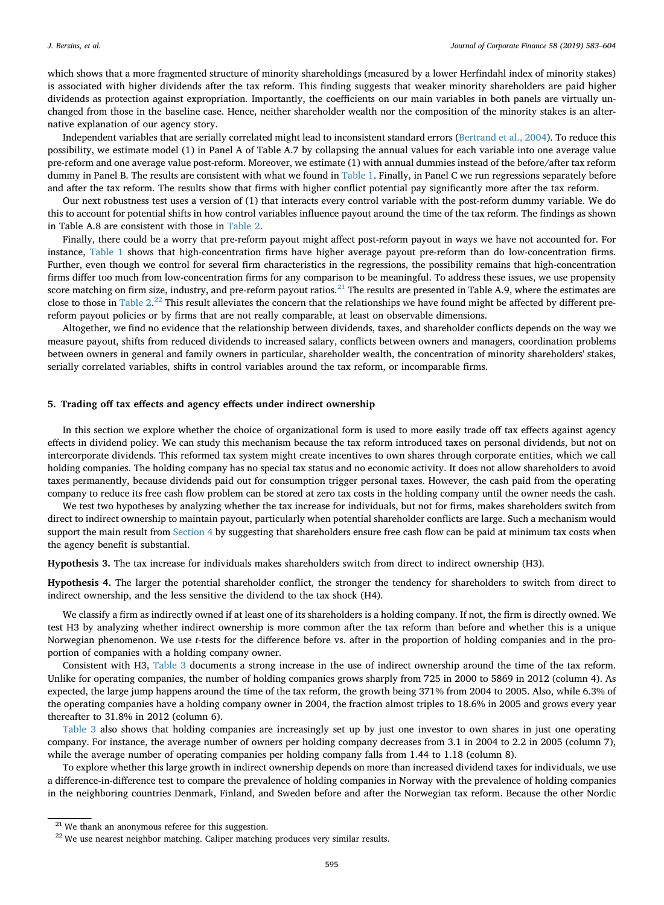which shows that a more fragmented structure of minority shareholdings (measured by a lower Herfindahl index of minority stakes) is associated with higher dividends after the tax reform. This finding suggests that weaker minority shareholders are paid higher dividends as protection against expropriation. Importantly, the coefficients on our main variables in both panels are virtually unchanged from those in the baseline case. Hence, neither shareholder wealth nor the composition of the minority stakes is an alternative explanation of our agency story.

Independent variables that are serially correlated might lead to inconsistent standard errors (Bertrand et al., 2004). To reduce this possibility, we estimate model (1) in Panel A of Table A.7 by collapsing the annual values for each variable into one average value pre-reform and one average value post-reform. Moreover, we estimate (1) with annual dummies instead of the before/after tax reform dummy in Panel B. The results are consistent with what we found in Table 1. Finally, in Panel C we run regressions separately before and after the tax reform. The results show that firms with higher conflict potential pay significantly more after the tax reform.

Our next robustness test uses a version of (1) that interacts every control variable with the post-reform dummy variable. We do this to account for potential shifts in how control variables influence payout around the time of the tax reform. The findings as shown in Table A.8 are consistent with those in Table 2.

Finally, there could be a worry that pre-reform payout might affect post-reform payout in ways we have not accounted for. For instance, Table 1 shows that high-concentration firms have higher average payout pre-reform than do low-concentration firms. Further, even though we control for several firm characteristics in the regressions, the possibility remains that high-concentration firms differ too much from low-concentration firms for any comparison to be meaningful. To address these issues, we use propensity score matching on firm size, industry, and pre-reform payout ratios.[21] The results are presented in Table A.9, where the estimates are close to those in Table 2.[22] This result alleviates the concern that the relationships we have found might be affected by different pre-reform payout policies or by firms that are not really comparable, at least on observable dimensions.

Altogether, we find no evidence that the relationship between dividends, taxes, and shareholder conflicts depends on the way we measure payout, shifts from reduced dividends to increased salary, conflicts between owners and managers, coordination problems between owners in general and family owners in particular, shareholder wealth, the concentration of minority shareholders' stakes, serially correlated variables, shifts in control variables around the tax reform, or incomparable firms.

## 5. Trading off tax effects and agency effects under indirect ownership

In this section we explore whether the choice of organizational form is used to more easily trade off tax effects against agency effects in dividend policy. We can study this mechanism because the tax reform introduced taxes on personal dividends, but not on intercorporate dividends. This reformed tax system might create incentives to own shares through corporate entities, which we call holding companies. The holding company has no special tax status and no economic activity. It does not allow shareholders to avoid taxes permanently, because dividends paid out for consumption trigger personal taxes. However, the cash paid from the operating company to reduce its free cash flow problem can be stored at zero tax costs in the holding company until the owner needs the cash.

We test two hypotheses by analyzing whether the tax increase for individuals, but not for firms, makes shareholders switch from direct to indirect ownership to maintain payout, particularly when potential shareholder conflicts are large. Such a mechanism would support the main result from Section 4 by suggesting that shareholders ensure free cash flow can be paid at minimum tax costs when the agency benefit is substantial.

**Hypothesis 3.** The tax increase for individuals makes shareholders switch from direct to indirect ownership (H3).

**Hypothesis 4.** The larger the potential shareholder conflict, the stronger the tendency for shareholders to switch from direct to indirect ownership, and the less sensitive the dividend to the tax shock (H4).

We classify a firm as indirectly owned if at least one of its shareholders is a holding company. If not, the firm is directly owned. We test H3 by analyzing whether indirect ownership is more common after the tax reform than before and whether this is a unique Norwegian phenomenon. We use *t*-tests for the difference before vs. after in the proportion of holding companies and in the proportion of companies with a holding company owner.

Consistent with H3, Table 3 documents a strong increase in the use of indirect ownership around the time of the tax reform. Unlike for operating companies, the number of holding companies grows sharply from 725 in 2000 to 5869 in 2012 (column 4). As expected, the large jump happens around the time of the tax reform, the growth being 371% from 2004 to 2005. Also, while 6.3% of the operating companies have a holding company owner in 2004, the fraction almost triples to 18.6% in 2005 and grows every year thereafter to 31.8% in 2012 (column 6).

Table 3 also shows that holding companies are increasingly set up by just one investor to own shares in just one operating company. For instance, the average number of owners per holding company decreases from 3.1 in 2004 to 2.2 in 2005 (column 7), while the average number of operating companies per holding company falls from 1.44 to 1.18 (column 8).

To explore whether this large growth in indirect ownership depends on more than increased dividend taxes for individuals, we use a difference-in-difference test to compare the prevalence of holding companies in Norway with the prevalence of holding companies in the neighboring countries Denmark, Finland, and Sweden before and after the Norwegian tax reform. Because the other Nordic

[21] We thank an anonymous referee for this suggestion.

[22] We use nearest neighbor matching. Caliper matching produces very similar results.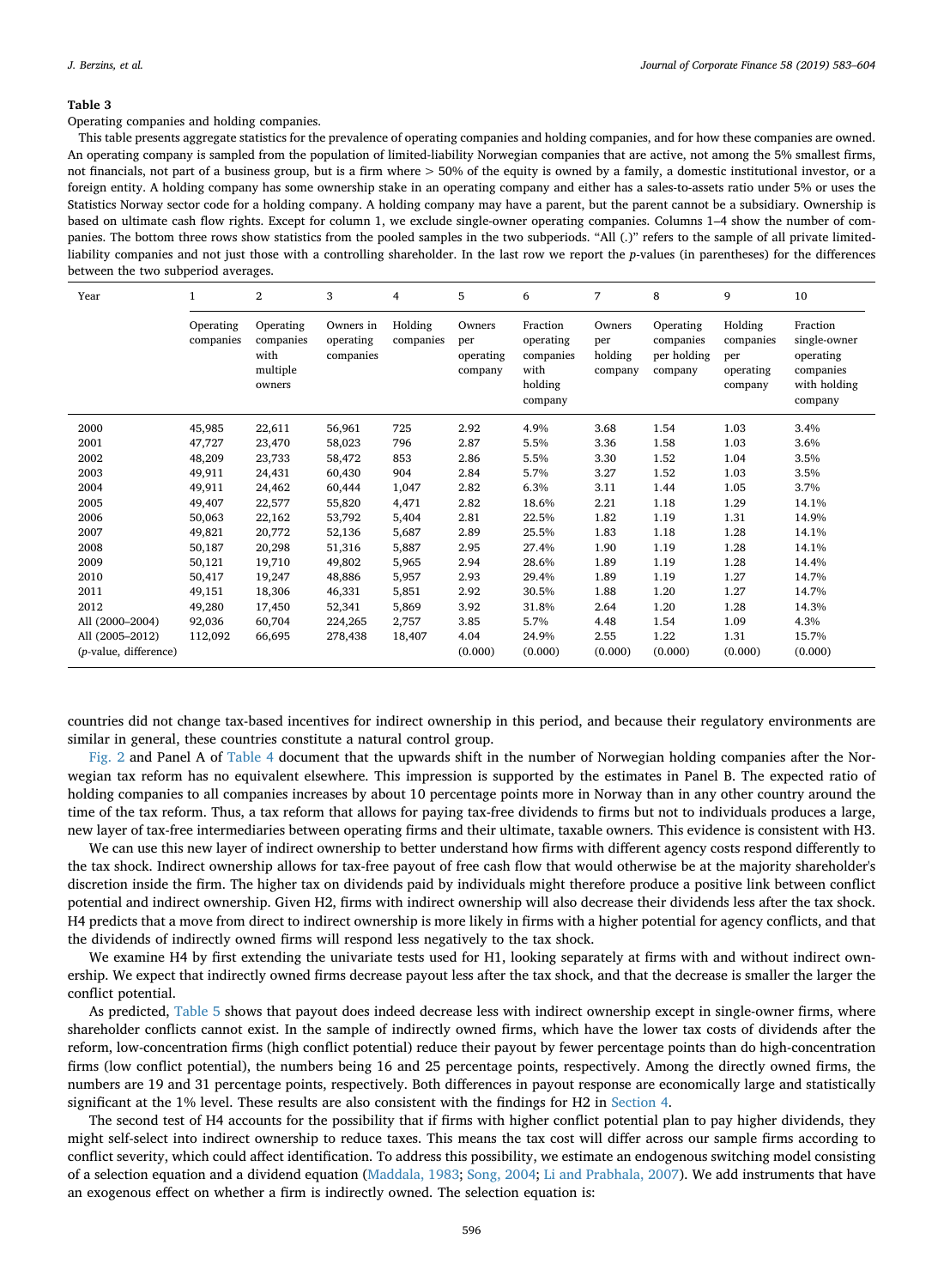**Table 3**

Operating companies and holding companies.

This table presents aggregate statistics for the prevalence of operating companies and holding companies, and for how these companies are owned. An operating company is sampled from the population of limited-liability Norwegian companies that are active, not among the 5% smallest firms, not financials, not part of a business group, but is a firm where > 50% of the equity is owned by a family, a domestic institutional investor, or a foreign entity. A holding company has some ownership stake in an operating company and either has a sales-to-assets ratio under 5% or uses the Statistics Norway sector code for a holding company. A holding company may have a parent, but the parent cannot be a subsidiary. Ownership is based on ultimate cash flow rights. Except for column 1, we exclude single-owner operating companies. Columns 1–4 show the number of companies. The bottom three rows show statistics from the pooled samples in the two subperiods. "All (.)" refers to the sample of all private limited-liability companies and not just those with a controlling shareholder. In the last row we report the *p*-values (in parentheses) for the differences between the two subperiod averages.

| Year | 1 | 2 | 3 | 4 | 5 | 6 | 7 | 8 | 9 | 10 |
|---|---|---|---|---|---|---|---|---|---|---|
| | Operating companies | Operating companies with multiple owners | Owners in operating companies | Holding companies | Owners per operating company | Fraction operating companies with holding company | Owners per holding company | Operating companies per holding company | Holding companies per operating company | Fraction single-owner operating companies with holding company |
| 2000 | 45,985 | 22,611 | 56,961 | 725 | 2.92 | 4.9% | 3.68 | 1.54 | 1.03 | 3.4% |
| 2001 | 47,727 | 23,470 | 58,023 | 796 | 2.87 | 5.5% | 3.36 | 1.58 | 1.03 | 3.6% |
| 2002 | 48,209 | 23,733 | 58,472 | 853 | 2.86 | 5.5% | 3.30 | 1.52 | 1.04 | 3.5% |
| 2003 | 49,911 | 24,431 | 60,430 | 904 | 2.84 | 5.7% | 3.27 | 1.52 | 1.03 | 3.5% |
| 2004 | 49,911 | 24,462 | 60,444 | 1,047 | 2.82 | 6.3% | 3.11 | 1.44 | 1.05 | 3.7% |
| 2005 | 49,407 | 22,577 | 55,820 | 4,471 | 2.82 | 18.6% | 2.21 | 1.18 | 1.29 | 14.1% |
| 2006 | 50,063 | 22,162 | 53,792 | 5,404 | 2.81 | 22.5% | 1.82 | 1.19 | 1.31 | 14.9% |
| 2007 | 49,821 | 20,772 | 52,136 | 5,687 | 2.89 | 25.5% | 1.83 | 1.18 | 1.28 | 14.1% |
| 2008 | 50,187 | 20,298 | 51,316 | 5,887 | 2.95 | 27.4% | 1.90 | 1.19 | 1.28 | 14.1% |
| 2009 | 50,121 | 19,710 | 49,802 | 5,965 | 2.94 | 28.6% | 1.89 | 1.19 | 1.28 | 14.4% |
| 2010 | 50,417 | 19,247 | 48,886 | 5,957 | 2.93 | 29.4% | 1.89 | 1.19 | 1.27 | 14.7% |
| 2011 | 49,151 | 18,306 | 46,331 | 5,851 | 2.92 | 30.5% | 1.88 | 1.20 | 1.27 | 14.7% |
| 2012 | 49,280 | 17,450 | 52,341 | 5,869 | 3.92 | 31.8% | 2.64 | 1.20 | 1.28 | 14.3% |
| All (2000–2004) | 92,036 | 60,704 | 224,265 | 2,757 | 3.85 | 5.7% | 4.48 | 1.54 | 1.09 | 4.3% |
| All (2005–2012) | 112,092 | 66,695 | 278,438 | 18,407 | 4.04 | 24.9% | 2.55 | 1.22 | 1.31 | 15.7% |
| (*p*-value, difference) | | | | | (0.000) | (0.000) | (0.000) | (0.000) | (0.000) | (0.000) |

countries did not change tax-based incentives for indirect ownership in this period, and because their regulatory environments are similar in general, these countries constitute a natural control group.

Fig. 2 and Panel A of Table 4 document that the upwards shift in the number of Norwegian holding companies after the Norwegian tax reform has no equivalent elsewhere. This impression is supported by the estimates in Panel B. The expected ratio of holding companies to all companies increases by about 10 percentage points more in Norway than in any other country around the time of the tax reform. Thus, a tax reform that allows for paying tax-free dividends to firms but not to individuals produces a large, new layer of tax-free intermediaries between operating firms and their ultimate, taxable owners. This evidence is consistent with H3.

We can use this new layer of indirect ownership to better understand how firms with different agency costs respond differently to the tax shock. Indirect ownership allows for tax-free payout of free cash flow that would otherwise be at the majority shareholder's discretion inside the firm. The higher tax on dividends paid by individuals might therefore produce a positive link between conflict potential and indirect ownership. Given H2, firms with indirect ownership will also decrease their dividends less after the tax shock. H4 predicts that a move from direct to indirect ownership is more likely in firms with a higher potential for agency conflicts, and that the dividends of indirectly owned firms will respond less negatively to the tax shock.

We examine H4 by first extending the univariate tests used for H1, looking separately at firms with and without indirect ownership. We expect that indirectly owned firms decrease payout less after the tax shock, and that the decrease is smaller the larger the conflict potential.

As predicted, Table 5 shows that payout does indeed decrease less with indirect ownership except in single-owner firms, where shareholder conflicts cannot exist. In the sample of indirectly owned firms, which have the lower tax costs of dividends after the reform, low-concentration firms (high conflict potential) reduce their payout by fewer percentage points than do high-concentration firms (low conflict potential), the numbers being 16 and 25 percentage points, respectively. Among the directly owned firms, the numbers are 19 and 31 percentage points, respectively. Both differences in payout response are economically large and statistically significant at the 1% level. These results are also consistent with the findings for H2 in Section 4.

The second test of H4 accounts for the possibility that if firms with higher conflict potential plan to pay higher dividends, they might self-select into indirect ownership to reduce taxes. This means the tax cost will differ across our sample firms according to conflict severity, which could affect identification. To address this possibility, we estimate an endogenous switching model consisting of a selection equation and a dividend equation (Maddala, 1983; Song, 2004; Li and Prabhala, 2007). We add instruments that have an exogenous effect on whether a firm is indirectly owned. The selection equation is: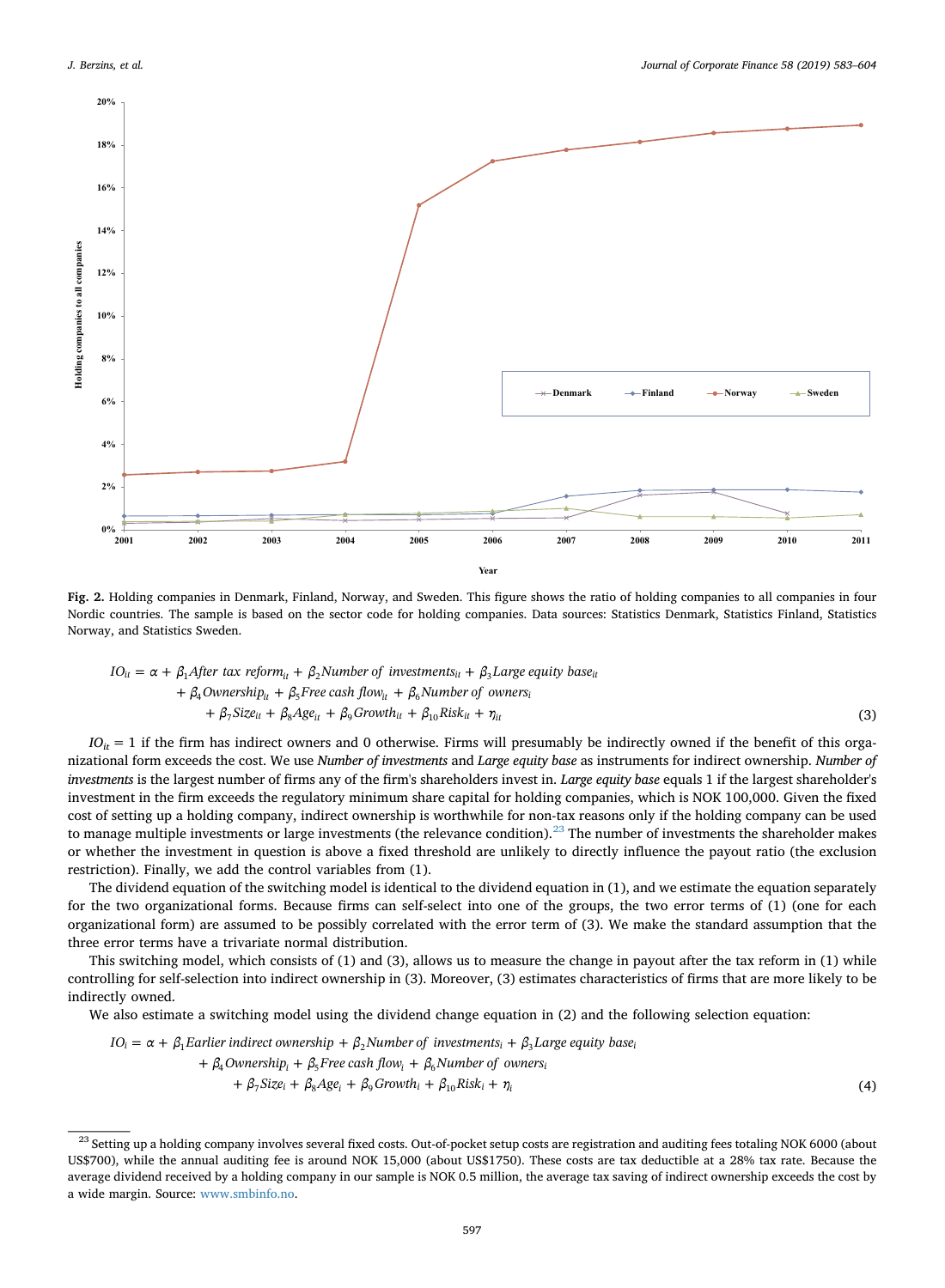**Fig. 2.** Holding companies in Denmark, Finland, Norway, and Sweden. This figure shows the ratio of holding companies to all companies in four Nordic countries. The sample is based on the sector code for holding companies. Data sources: Statistics Denmark, Statistics Finland, Statistics Norway, and Statistics Sweden.

$$
\begin{aligned}
IO_{it} = \alpha &+ \beta_1 \textit{After tax reform}_{it} + \beta_2 \textit{Number of investments}_{it} + \beta_3 \textit{Large equity base}_{it} \\
&+ \beta_4 \textit{Ownership}_{it} + \beta_5 \textit{Free cash flow}_{it} + \beta_6 \textit{Number of owners}_{i} \\
&+ \beta_7 \textit{Size}_{it} + \beta_8 \textit{Age}_{it} + \beta_9 \textit{Growth}_{it} + \beta_{10} \textit{Risk}_{it} + \eta_{it}
\end{aligned}
\tag{3}
$$

$IO_{it} = 1$ if the firm has indirect owners and 0 otherwise. Firms will presumably be indirectly owned if the benefit of this organizational form exceeds the cost. We use *Number of investments* and *Large equity base* as instruments for indirect ownership. *Number of investments* is the largest number of firms any of the firm's shareholders invest in. *Large equity base* equals 1 if the largest shareholder's investment in the firm exceeds the regulatory minimum share capital for holding companies, which is NOK 100,000. Given the fixed cost of setting up a holding company, indirect ownership is worthwhile for non-tax reasons only if the holding company can be used to manage multiple investments or large investments (the relevance condition).[23] The number of investments the shareholder makes or whether the investment in question is above a fixed threshold are unlikely to directly influence the payout ratio (the exclusion restriction). Finally, we add the control variables from (1).

The dividend equation of the switching model is identical to the dividend equation in (1), and we estimate the equation separately for the two organizational forms. Because firms can self-select into one of the groups, the two error terms of (1) (one for each organizational form) are assumed to be possibly correlated with the error term of (3). We make the standard assumption that the three error terms have a trivariate normal distribution.

This switching model, which consists of (1) and (3), allows us to measure the change in payout after the tax reform in (1) while controlling for self-selection into indirect ownership in (3). Moreover, (3) estimates characteristics of firms that are more likely to be indirectly owned.

We also estimate a switching model using the dividend change equation in (2) and the following selection equation:

$$
\begin{aligned}
IO_{i} = \alpha &+ \beta_1 \textit{Earlier indirect ownership} + \beta_2 \textit{Number of investments}_{i} + \beta_3 \textit{Large equity base}_{i} \\
&+ \beta_4 \textit{Ownership}_{i} + \beta_5 \textit{Free cash flow}_{i} + \beta_6 \textit{Number of owners}_{i} \\
&+ \beta_7 \textit{Size}_{i} + \beta_8 \textit{Age}_{i} + \beta_9 \textit{Growth}_{i} + \beta_{10} \textit{Risk}_{i} + \eta_{i}
\end{aligned}
\tag{4}
$$

---

[23] Setting up a holding company involves several fixed costs. Out-of-pocket setup costs are registration and auditing fees totaling NOK 6000 (about US$700), while the annual auditing fee is around NOK 15,000 (about US$1750). These costs are tax deductible at a 28% tax rate. Because the average dividend received by a holding company in our sample is NOK 0.5 million, the average tax saving of indirect ownership exceeds the cost by a wide margin. Source: www.smbinfo.no.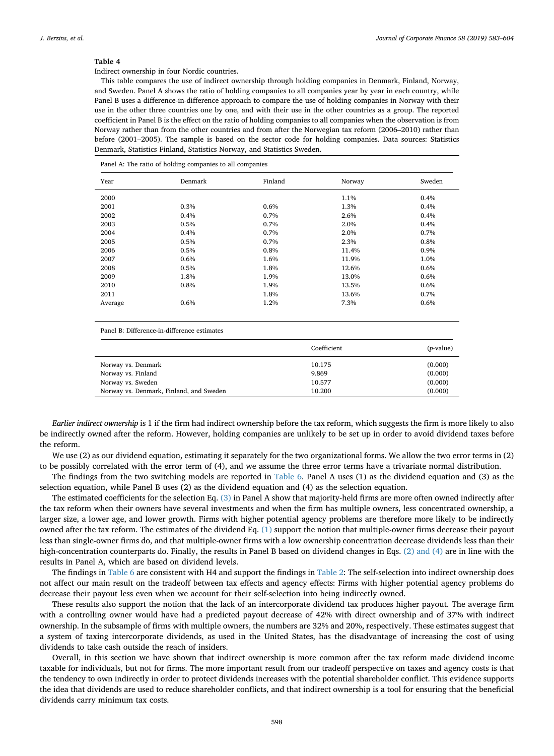**Table 4**

Indirect ownership in four Nordic countries.

This table compares the use of indirect ownership through holding companies in Denmark, Finland, Norway, and Sweden. Panel A shows the ratio of holding companies to all companies year by year in each country, while Panel B uses a difference-in-difference approach to compare the use of holding companies in Norway with their use in the other three countries one by one, and with their use in the other countries as a group. The reported coefficient in Panel B is the effect on the ratio of holding companies to all companies when the observation is from Norway rather than from the other countries and from after the Norwegian tax reform (2006–2010) rather than before (2001–2005). The sample is based on the sector code for holding companies. Data sources: Statistics Denmark, Statistics Finland, Statistics Norway, and Statistics Sweden.

Panel A: The ratio of holding companies to all companies

| Year | Denmark | Finland | Norway | Sweden |
|---|---|---|---|---|
| 2000 | | | 1.1% | 0.4% |
| 2001 | 0.3% | 0.6% | 1.3% | 0.4% |
| 2002 | 0.4% | 0.7% | 2.6% | 0.4% |
| 2003 | 0.5% | 0.7% | 2.0% | 0.4% |
| 2004 | 0.4% | 0.7% | 2.0% | 0.7% |
| 2005 | 0.5% | 0.7% | 2.3% | 0.8% |
| 2006 | 0.5% | 0.8% | 11.4% | 0.9% |
| 2007 | 0.6% | 1.6% | 11.9% | 1.0% |
| 2008 | 0.5% | 1.8% | 12.6% | 0.6% |
| 2009 | 1.8% | 1.9% | 13.0% | 0.6% |
| 2010 | 0.8% | 1.9% | 13.5% | 0.6% |
| 2011 | | 1.8% | 13.6% | 0.7% |
| Average | 0.6% | 1.2% | 7.3% | 0.6% |

Panel B: Difference-in-difference estimates

| | Coefficient | (*p*-value) |
|---|---|---|
| Norway vs. Denmark | 10.175 | (0.000) |
| Norway vs. Finland | 9.869 | (0.000) |
| Norway vs. Sweden | 10.577 | (0.000) |
| Norway vs. Denmark, Finland, and Sweden | 10.200 | (0.000) |

*Earlier indirect ownership* is 1 if the firm had indirect ownership before the tax reform, which suggests the firm is more likely to also be indirectly owned after the reform. However, holding companies are unlikely to be set up in order to avoid dividend taxes before the reform.

We use (2) as our dividend equation, estimating it separately for the two organizational forms. We allow the two error terms in (2) to be possibly correlated with the error term of (4), and we assume the three error terms have a trivariate normal distribution.

The findings from the two switching models are reported in Table 6. Panel A uses (1) as the dividend equation and (3) as the selection equation, while Panel B uses (2) as the dividend equation and (4) as the selection equation.

The estimated coefficients for the selection Eq. (3) in Panel A show that majority-held firms are more often owned indirectly after the tax reform when their owners have several investments and when the firm has multiple owners, less concentrated ownership, a larger size, a lower age, and lower growth. Firms with higher potential agency problems are therefore more likely to be indirectly owned after the tax reform. The estimates of the dividend Eq. (1) support the notion that multiple-owner firms decrease their payout less than single-owner firms do, and that multiple-owner firms with a low ownership concentration decrease dividends less than their high-concentration counterparts do. Finally, the results in Panel B based on dividend changes in Eqs. (2) and (4) are in line with the results in Panel A, which are based on dividend levels.

The findings in Table 6 are consistent with H4 and support the findings in Table 2: The self-selection into indirect ownership does not affect our main result on the tradeoff between tax effects and agency effects: Firms with higher potential agency problems do decrease their payout less even when we account for their self-selection into being indirectly owned.

These results also support the notion that the lack of an intercorporate dividend tax produces higher payout. The average firm with a controlling owner would have had a predicted payout decrease of 42% with direct ownership and of 37% with indirect ownership. In the subsample of firms with multiple owners, the numbers are 32% and 20%, respectively. These estimates suggest that a system of taxing intercorporate dividends, as used in the United States, has the disadvantage of increasing the cost of using dividends to take cash outside the reach of insiders.

Overall, in this section we have shown that indirect ownership is more common after the tax reform made dividend income taxable for individuals, but not for firms. The more important result from our tradeoff perspective on taxes and agency costs is that the tendency to own indirectly in order to protect dividends increases with the potential shareholder conflict. This evidence supports the idea that dividends are used to reduce shareholder conflicts, and that indirect ownership is a tool for ensuring that the beneficial dividends carry minimum tax costs.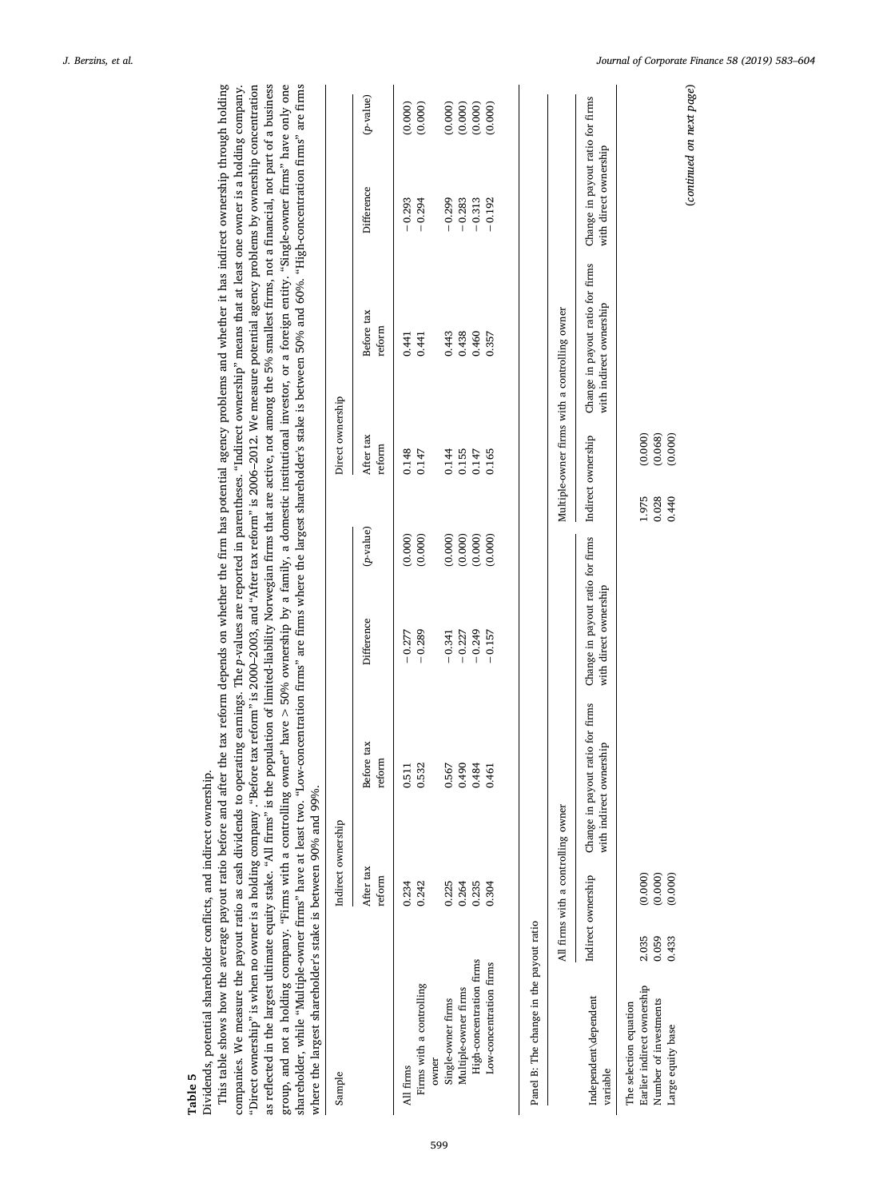**Table 5**

Dividends, potential shareholder conflicts, and indirect ownership.

This table shows how the average payout ratio before and after the tax reform depends on whether the firm has potential agency problems and whether it has indirect ownership through holding companies. We measure the payout ratio as cash dividends to operating earnings. The *p*-values are reported in parentheses. "Indirect ownership" means that at least one owner is a holding company. "Direct ownership" is when no owner is a holding company. "Before tax reform" is 2000–2003, and "After tax reform" is 2006–2012. We measure potential agency problems by ownership concentration as reflected in the largest ultimate equity stake. "All firms" is the population of limited-liability Norwegian firms that are active, not among the 5% smallest firms, not a financial, not part of a business group, and not a holding company. "Firms with a controlling owner" have > 50% ownership by a family, a domestic institutional investor, or a foreign entity. "Single-owner firms" have only one shareholder, while "Multiple-owner firms" have at least two. "Low-concentration firms" are firms where the largest shareholder's stake is between 50% and 60%. "High-concentration firms" are firms where the largest shareholder's stake is between 90% and 99%.

| Sample | Indirect ownership | | | | Direct ownership | | | |
|---|---|---|---|---|---|---|---|---|
| | After tax reform | Before tax reform | Difference | (*p*-value) | After tax reform | Before tax reform | Difference | (*p*-value) |
| All firms | 0.234 | 0.511 | −0.277 | (0.000) | 0.148 | 0.441 | −0.293 | (0.000) |
| Firms with a controlling owner | 0.242 | 0.532 | −0.289 | (0.000) | 0.147 | 0.441 | −0.294 | (0.000) |
| Single-owner firms | 0.225 | 0.567 | −0.341 | (0.000) | 0.144 | 0.443 | −0.299 | (0.000) |
| Multiple-owner firms | 0.264 | 0.490 | −0.227 | (0.000) | 0.155 | 0.438 | −0.283 | (0.000) |
| High-concentration firms | 0.235 | 0.484 | −0.249 | (0.000) | 0.147 | 0.460 | −0.313 | (0.000) |
| Low-concentration firms | 0.304 | 0.461 | −0.157 | (0.000) | 0.165 | 0.357 | −0.192 | (0.000) |

Panel B: The change in the payout ratio

| Independent\dependent variable | All firms with a controlling owner | | | | Multiple-owner firms with a controlling owner | | | |
|---|---|---|---|---|---|---|---|---|
| | Indirect ownership | | Change in payout ratio for firms with indirect ownership | Change in payout ratio for firms with direct ownership | Indirect ownership | | Change in payout ratio for firms with indirect ownership | Change in payout ratio for firms with direct ownership |
| The selection equation | | | | | | | | |
| Earlier indirect ownership | 2.035 | (0.000) | | | 1.975 | (0.000) | | |
| Number of investments | 0.059 | (0.000) | | | 0.028 | (0.068) | | |
| Large equity base | 0.433 | (0.000) | | | 0.440 | (0.000) | | |

(*continued on next page*)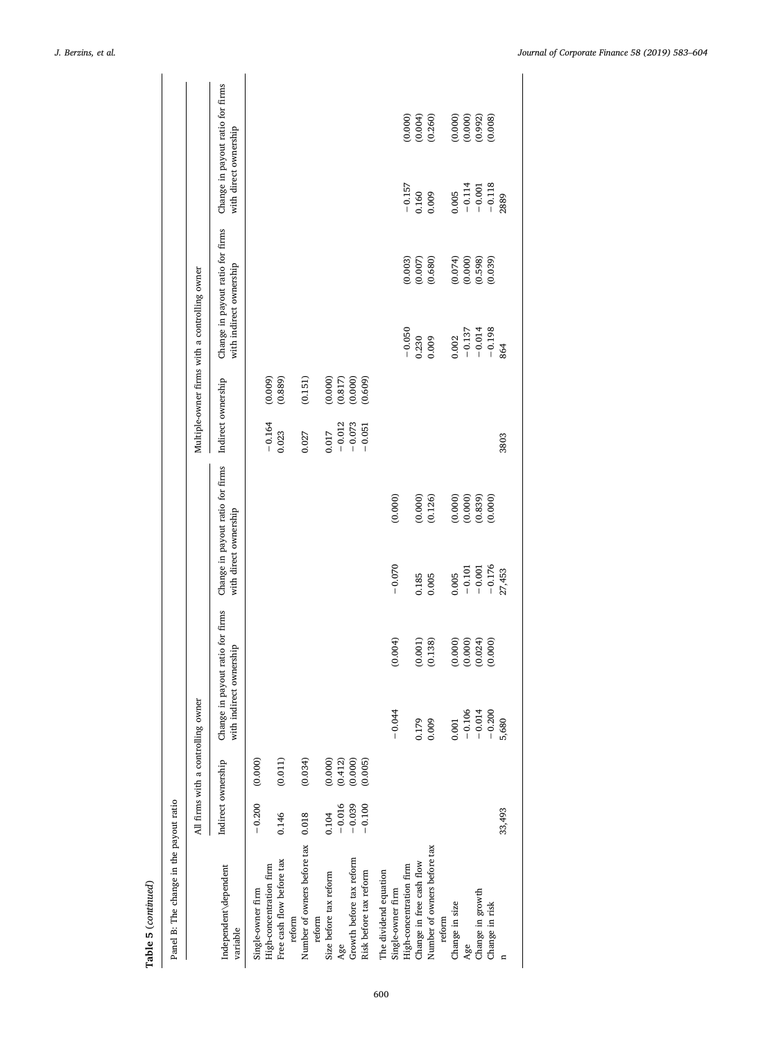**Table 5** (*continued*)

Panel B: The change in the payout ratio

| Independent\dependent variable | All firms with a controlling owner | | | | | | Multiple-owner firms with a controlling owner | | | | | |
|---|---|---|---|---|---|---|---|---|---|---|---|---|
| | Indirect ownership | | Change in payout ratio for firms with indirect ownership | | Change in payout ratio for firms with direct ownership | | Indirect ownership | | Change in payout ratio for firms with indirect ownership | | Change in payout ratio for firms with direct ownership | |
| Single-owner firm | −0.200 | (0.000) | | | | | | | | | | |
| High-concentration firm | | | | | | | −0.164 | (0.009) | | | | |
| Free cash flow before tax reform | 0.146 | (0.011) | | | | | 0.023 | (0.889) | | | | |
| Number of owners before tax reform | 0.018 | (0.034) | | | | | 0.027 | (0.151) | | | | |
| Size before tax reform | 0.104 | (0.000) | | | | | 0.017 | (0.000) | | | | |
| Age | −0.016 | (0.412) | | | | | −0.012 | (0.817) | | | | |
| Growth before tax reform | −0.039 | (0.000) | | | | | −0.073 | (0.000) | | | | |
| Risk before tax reform | −0.100 | (0.005) | | | | | −0.051 | (0.609) | | | | |
| The dividend equation | | | | | | | | | | | | |
| Single-owner firm | | | −0.044 | (0.004) | −0.070 | (0.000) | | | | | | |
| High-concentration firm | | | | | | | | | −0.050 | (0.003) | −0.157 | (0.000) |
| Change in free cash flow | | | 0.179 | (0.001) | 0.185 | (0.000) | | | 0.230 | (0.007) | 0.160 | (0.004) |
| Number of owners before tax reform | | | 0.009 | (0.138) | 0.005 | (0.126) | | | 0.009 | (0.680) | 0.009 | (0.260) |
| Change in size | | | 0.001 | (0.000) | 0.005 | (0.000) | | | 0.002 | (0.074) | 0.005 | (0.000) |
| Age | | | −0.106 | (0.000) | −0.101 | (0.000) | | | −0.137 | (0.000) | −0.114 | (0.000) |
| Change in growth | | | −0.014 | (0.024) | −0.001 | (0.839) | | | −0.014 | (0.598) | −0.001 | (0.992) |
| Change in risk | | | −0.200 | (0.000) | −0.176 | (0.000) | | | −0.198 | (0.039) | −0.118 | (0.008) |
| n | 33,493 | | 5,680 | | 27,453 | | 3803 | | 864 | | 2889 | |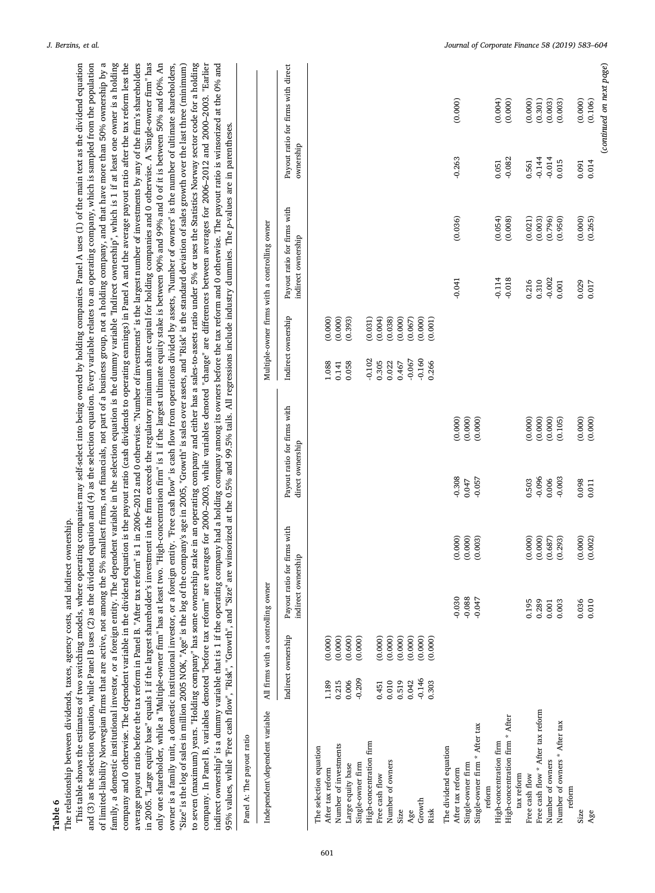**Table 6**

The relationship between dividends, taxes, agency costs, and indirect ownership.

This table shows the estimates of two switching models, where operating companies may self-select into being owned by holding companies. Panel A uses (1) of the main text as the dividend equation and (3) as the selection equation, while Panel B uses (2) as the dividend equation and (4) as the selection equation. Every variable relates to an operating company, which is sampled from the population of limited-liability Norwegian firms that are active, not among the 5% smallest firms, not financials, not part of a business group, not a holding company, and that have more than 50% ownership by a family, a domestic institutional investor, or a foreign entity. The dependent variable in the selection equation is the dummy variable "Indirect ownership", which is 1 if at least one owner is a holding company and 0 otherwise. The dependent variable in the dividend equation is the payout ratio (cash dividends to operating earnings) in Panel A and the average payout ratio after the tax reform less the average payout ratio before the tax reform in Panel B. "After tax reform" is 1 in 2006–2012 and 0 otherwise. "Number of investments" is the largest number of investments by any of the firm's shareholders in 2005. "Large equity base" equals 1 if the largest shareholder's investment in the firm exceeds the regulatory minimum share capital for holding companies and 0 otherwise. A "Single-owner firm" has only one shareholder, while a "Multiple-owner firm" has at least two. "High-concentration firm" is 1 if the largest ultimate equity stake is between 90% and 99% and 0 of it is between 50% and 60%. An owner is a family unit, a domestic institutional investor, or a foreign entity. "Free cash flow" is cash flow from operations divided by assets, "Number of owners" is the number of ultimate shareholders, "Size" is the log of sales in million 2005 NOK, "Age" is the log of the company's age in 2005, "Growth" is sales over assets, and "Risk" is the standard deviation of sales growth over the last three (minimum) to seven (maximum) years. "Holding company" has some ownership stake in an operating company and either has a sales-to-assets ratio under 5% or uses the Statistics Norway sector code for a holding company. In Panel B, variables denoted "before tax reform" are averages for 2000–2003, while variables denoted "change" are differences between averages for 2006–2012 and 2000–2003. "Earlier indirect ownership" is a dummy variable that is 1 if the operating company had a holding company among its owners before the tax reform and 0 otherwise. The payout ratio is winsorized at the 0% and 95% values, while "Free cash flow", "Risk", "Growth", and "Size" are winsorized at the 0.5% and 99.5% tails. All regressions include industry dummies. The *p*-values are in parentheses.

Panel A: The payout ratio

| Independent\dependent variable | All firms with a controlling owner | | | | | | Multiple-owner firms with a controlling owner | | | | | |
|---|---|---|---|---|---|---|---|---|---|---|---|---|
| | Indirect ownership | | Payout ratio for firms with indirect ownership | | Payout ratio for firms with direct ownership | | Indirect ownership | | Payout ratio for firms with indirect ownership | | Payout ratio for firms with direct ownership | |
| The selection equation | | | | | | | | | | | | |
| After tax reform | 1.189 | (0.000) | | | | | 1.088 | (0.000) | | | | |
| Number of investments | 0.215 | (0.000) | | | | | 0.141 | (0.000) | | | | |
| Large equity base | 0.006 | (0.600) | | | | | 0.058 | (0.393) | | | | |
| Single-owner firm | -0.209 | (0.000) | | | | | | | | | | |
| High-concentration firm | | | | | | | -0.102 | (0.031) | | | | |
| Free cash flow | 0.451 | (0.000) | | | | | 0.305 | (0.004) | | | | |
| Number of owners | 0.010 | (0.000) | | | | | 0.022 | (0.038) | | | | |
| Size | 0.519 | (0.000) | | | | | 0.467 | (0.000) | | | | |
| Age | 0.042 | (0.000) | | | | | -0.067 | (0.067) | | | | |
| Growth | -0.146 | (0.000) | | | | | -0.160 | (0.000) | | | | |
| Risk | 0.303 | (0.000) | | | | | 0.266 | (0.001) | | | | |
| The dividend equation | | | | | | | | | | | | |
| After tax reform | | | -0.030 | (0.000) | -0.308 | (0.000) | | | -0.041 | (0.036) | -0.263 | (0.000) |
| Single-owner firm | | | -0.088 | (0.000) | 0.047 | (0.000) | | | | | | |
| Single-owner firm * After tax reform | | | -0.047 | (0.003) | -0.057 | (0.000) | | | | | | |
| High-concentration firm | | | | | | | | | -0.114 | (0.054) | 0.051 | (0.004) |
| High-concentration firm * After tax reform | | | | | | | | | -0.018 | (0.008) | -0.082 | (0.000) |
| Free cash flow | | | 0.195 | (0.000) | 0.503 | (0.000) | | | 0.216 | (0.021) | 0.561 | (0.000) |
| Free cash flow * After tax reform | | | 0.289 | (0.000) | -0.096 | (0.000) | | | 0.310 | (0.003) | -0.144 | (0.301) |
| Number of owners | | | 0.001 | (0.687) | 0.006 | (0.000) | | | -0.002 | (0.796) | -0.014 | (0.003) |
| Number of owners * After tax reform | | | 0.003 | (0.293) | -0.003 | (0.105) | | | 0.001 | (0.950) | 0.015 | (0.003) |
| Size | | | 0.036 | (0.000) | 0.098 | (0.000) | | | 0.029 | (0.000) | 0.091 | (0.000) |
| Age | | | 0.010 | (0.002) | 0.011 | (0.000) | | | 0.017 | (0.265) | 0.014 | (0.106) |

(*continued on next page*)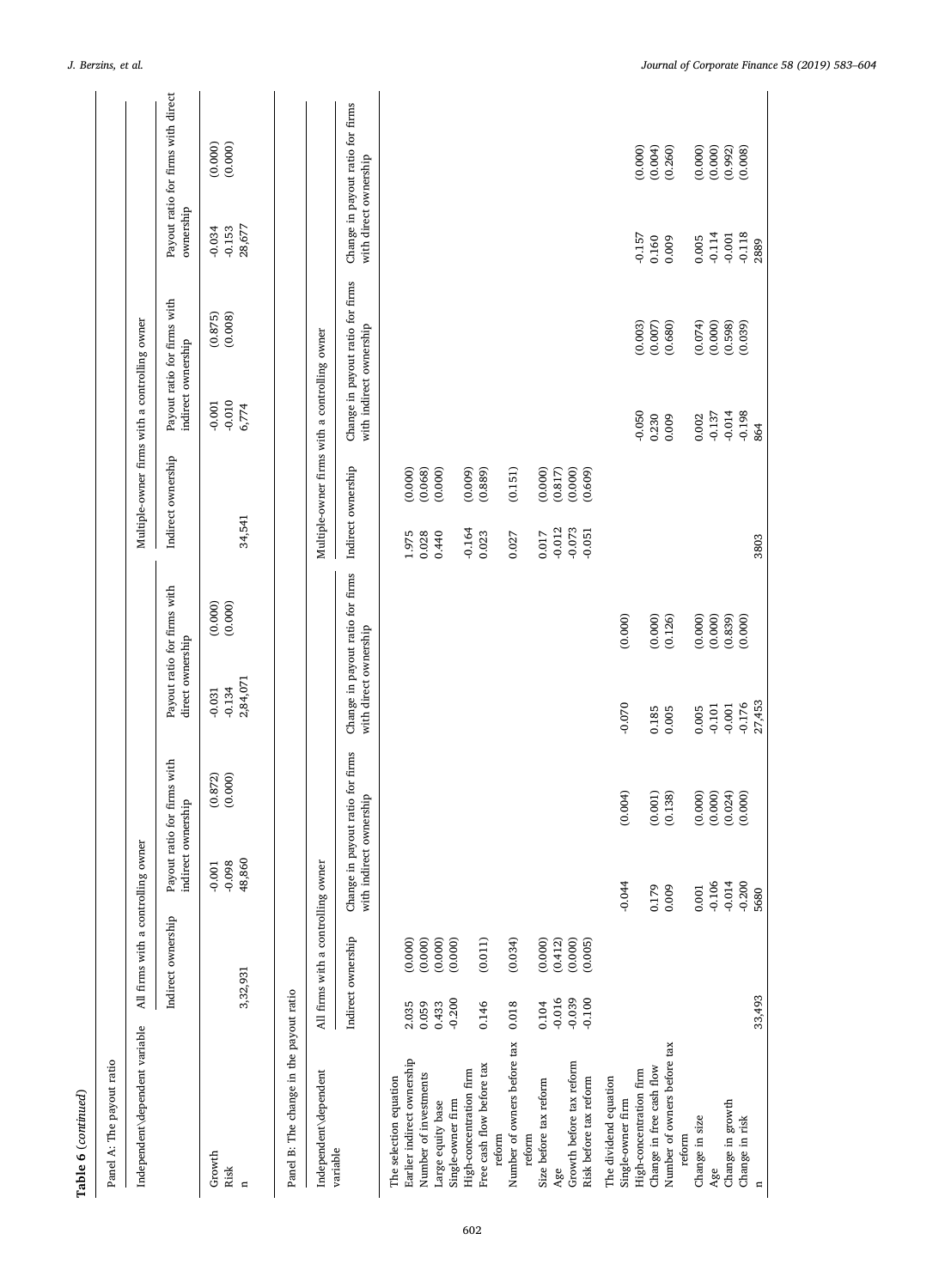**Table 6** (*continued*)

Panel A: The payout ratio

| Independent\dependent variable | All firms with a controlling owner | | | | | | Multiple-owner firms with a controlling owner | | | | | |
|---|---|---|---|---|---|---|---|---|---|---|---|---|
| | Indirect ownership | | Payout ratio for firms with indirect ownership | | Payout ratio for firms with direct ownership | | Indirect ownership | | Payout ratio for firms with indirect ownership | | Payout ratio for firms with direct ownership | |
| Growth | | | -0.001 | (0.872) | -0.031 | (0.000) | | | -0.001 | (0.875) | -0.034 | (0.000) |
| Risk | | | -0.098 | (0.000) | -0.134 | (0.000) | | | -0.010 | (0.008) | -0.153 | (0.000) |
| n | 3,32,931 | | 48,860 | | 2,84,071 | | 34,541 | | 6,774 | | 28,677 | |

Panel B: The change in the payout ratio

| Independent\dependent variable | All firms with a controlling owner | | | | | | Multiple-owner firms with a controlling owner | | | | | |
|---|---|---|---|---|---|---|---|---|---|---|---|---|
| | Indirect ownership | | Change in payout ratio for firms with indirect ownership | | Change in payout ratio for firms with direct ownership | | Indirect ownership | | Change in payout ratio for firms with indirect ownership | | Change in payout ratio for firms with direct ownership | |
| The selection equation | | | | | | | | | | | | |
| Earlier indirect ownership | 2.035 | (0.000) | | | | | 1.975 | (0.000) | | | | |
| Number of investments | 0.059 | (0.000) | | | | | 0.028 | (0.068) | | | | |
| Large equity base | 0.433 | (0.000) | | | | | 0.440 | (0.000) | | | | |
| Single-owner firm | -0.200 | (0.000) | | | | | | | | | | |
| High-concentration firm | | | | | | | -0.164 | (0.009) | | | | |
| Free cash flow before tax reform | 0.146 | (0.011) | | | | | 0.023 | (0.889) | | | | |
| Number of owners before tax reform | 0.018 | (0.034) | | | | | 0.027 | (0.151) | | | | |
| Size before tax reform | 0.104 | (0.000) | | | | | 0.017 | (0.000) | | | | |
| Age | -0.016 | (0.412) | | | | | -0.012 | (0.817) | | | | |
| Growth before tax reform | -0.039 | (0.000) | | | | | -0.073 | (0.000) | | | | |
| Risk before tax reform | -0.100 | (0.005) | | | | | -0.051 | (0.609) | | | | |
| The dividend equation | | | | | | | | | | | | |
| Single-owner firm | | | -0.044 | (0.004) | -0.070 | (0.000) | | | | | | |
| High-concentration firm | | | | | | | | | -0.050 | (0.003) | -0.157 | (0.000) |
| Change in free cash flow | | | 0.179 | (0.001) | 0.185 | (0.000) | | | 0.230 | (0.007) | 0.160 | (0.004) |
| Number of owners before tax reform | | | 0.009 | (0.138) | 0.005 | (0.126) | | | 0.009 | (0.680) | 0.009 | (0.260) |
| Change in size | | | 0.001 | (0.000) | 0.005 | (0.000) | | | 0.002 | (0.074) | 0.005 | (0.000) |
| Age | | | -0.106 | (0.000) | -0.101 | (0.000) | | | -0.137 | (0.000) | -0.114 | (0.000) |
| Change in growth | | | -0.014 | (0.024) | -0.001 | (0.839) | | | -0.014 | (0.598) | -0.001 | (0.992) |
| Change in risk | | | -0.200 | (0.000) | -0.176 | (0.000) | | | -0.198 | (0.039) | -0.118 | (0.008) |
| n | 33,493 | | 5680 | | 27,453 | | 3803 | | 864 | | 2889 | |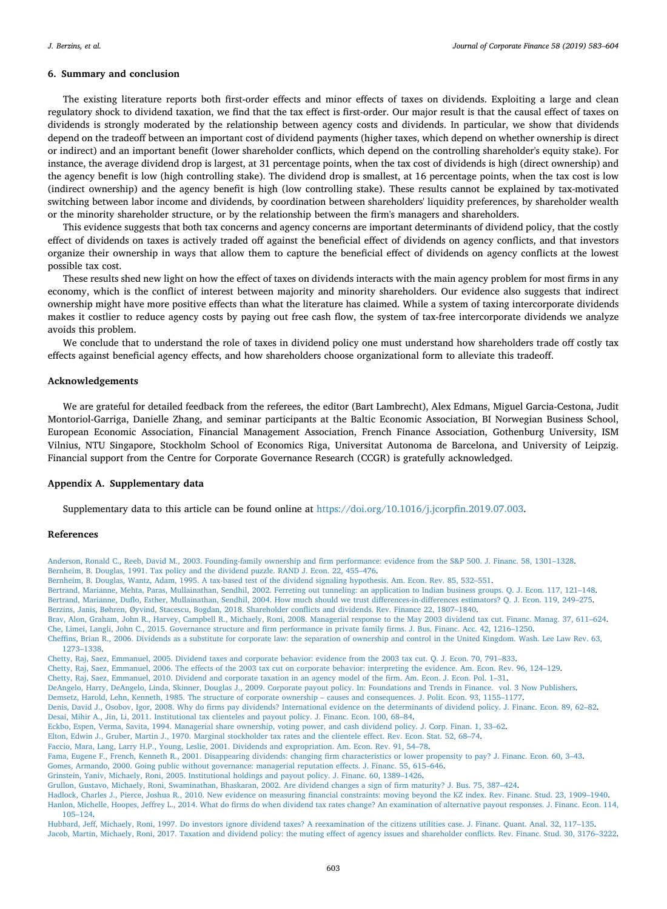## 6. Summary and conclusion

The existing literature reports both first-order effects and minor effects of taxes on dividends. Exploiting a large and clean regulatory shock to dividend taxation, we find that the tax effect is first-order. Our major result is that the causal effect of taxes on dividends is strongly moderated by the relationship between agency costs and dividends. In particular, we show that dividends depend on the tradeoff between an important cost of dividend payments (higher taxes, which depend on whether ownership is direct or indirect) and an important benefit (lower shareholder conflicts, which depend on the controlling shareholder's equity stake). For instance, the average dividend drop is largest, at 31 percentage points, when the tax cost of dividends is high (direct ownership) and the agency benefit is low (high controlling stake). The dividend drop is smallest, at 16 percentage points, when the tax cost is low (indirect ownership) and the agency benefit is high (low controlling stake). These results cannot be explained by tax-motivated switching between labor income and dividends, by coordination between shareholders' liquidity preferences, by shareholder wealth or the minority shareholder structure, or by the relationship between the firm's managers and shareholders.

This evidence suggests that both tax concerns and agency concerns are important determinants of dividend policy, that the costly effect of dividends on taxes is actively traded off against the beneficial effect of dividends on agency conflicts, and that investors organize their ownership in ways that allow them to capture the beneficial effect of dividends on agency conflicts at the lowest possible tax cost.

These results shed new light on how the effect of taxes on dividends interacts with the main agency problem for most firms in any economy, which is the conflict of interest between majority and minority shareholders. Our evidence also suggests that indirect ownership might have more positive effects than what the literature has claimed. While a system of taxing intercorporate dividends makes it costlier to reduce agency costs by paying out free cash flow, the system of tax-free intercorporate dividends we analyze avoids this problem.

We conclude that to understand the role of taxes in dividend policy one must understand how shareholders trade off costly tax effects against beneficial agency effects, and how shareholders choose organizational form to alleviate this tradeoff.

## Acknowledgements

We are grateful for detailed feedback from the referees, the editor (Bart Lambrecht), Alex Edmans, Miguel Garcia-Cestona, Judit Montoriol-Garriga, Danielle Zhang, and seminar participants at the Baltic Economic Association, BI Norwegian Business School, European Economic Association, Financial Management Association, French Finance Association, Gothenburg University, ISM Vilnius, NTU Singapore, Stockholm School of Economics Riga, Universitat Autonoma de Barcelona, and University of Leipzig. Financial support from the Centre for Corporate Governance Research (CCGR) is gratefully acknowledged.

## Appendix A. Supplementary data

Supplementary data to this article can be found online at https://doi.org/10.1016/j.jcorpfin.2019.07.003.

## References

Anderson, Ronald C., Reeb, David M., 2003. Founding-family ownership and firm performance: evidence from the S&P 500. J. Financ. 58, 1301–1328.
Bernheim, B. Douglas, 1991. Tax policy and the dividend puzzle. RAND J. Econ. 22, 455–476.
Bernheim, B. Douglas, Wantz, Adam, 1995. A tax-based test of the dividend signaling hypothesis. Am. Econ. Rev. 85, 532–551.
Bertrand, Marianne, Mehta, Paras, Mullainathan, Sendhil, 2002. Ferreting out tunneling: an application to Indian business groups. Q. J. Econ. 117, 121–148.
Bertrand, Marianne, Duflo, Esther, Mullainathan, Sendhil, 2004. How much should we trust differences-in-differences estimators? Q. J. Econ. 119, 249–275.
Berzins, Janis, Bøhren, Øyvind, Stacescu, Bogdan, 2018. Shareholder conflicts and dividends. Rev. Finance 22, 1807–1840.
Brav, Alon, Graham, John R., Harvey, Campbell R., Michaely, Roni, 2008. Managerial response to the May 2003 dividend tax cut. Financ. Manag. 37, 611–624.
Che, Limei, Langli, John C., 2015. Governance structure and firm performance in private family firms. J. Bus. Financ. Acc. 42, 1216–1250.
Cheffins, Brian R., 2006. Dividends as a substitute for corporate law: the separation of ownership and control in the United Kingdom. Wash. Lee Law Rev. 63, 1273–1338.
Chetty, Raj, Saez, Emmanuel, 2005. Dividend taxes and corporate behavior: evidence from the 2003 tax cut. Q. J. Econ. 70, 791–833.
Chetty, Raj, Saez, Emmanuel, 2006. The effects of the 2003 tax cut on corporate behavior: interpreting the evidence. Am. Econ. Rev. 96, 124–129.
Chetty, Raj, Saez, Emmanuel, 2010. Dividend and corporate taxation in an agency model of the firm. Am. Econ. J. Econ. Pol. 1–31.
DeAngelo, Harry, DeAngelo, Linda, Skinner, Douglas J., 2009. Corporate payout policy. In: Foundations and Trends in Finance. vol. 3 Now Publishers.
Demsetz, Harold, Lehn, Kenneth, 1985. The structure of corporate ownership – causes and consequences. J. Polit. Econ. 93, 1155–1177.
Denis, David J., Osobov, Igor, 2008. Why do firms pay dividends? International evidence on the determinants of dividend policy. J. Financ. Econ. 89, 62–82.
Desai, Mihir A., Jin, Li, 2011. Institutional tax clienteles and payout policy. J. Financ. Econ. 100, 68–84.
Eckbo, Espen, Verma, Savita, 1994. Managerial share ownership, voting power, and cash dividend policy. J. Corp. Finan. 1, 33–62.
Elton, Edwin J., Gruber, Martin J., 1970. Marginal stockholder tax rates and the clientele effect. Rev. Econ. Stat. 52, 68–74.
Faccio, Mara, Lang, Larry H.P., Young, Leslie, 2001. Dividends and expropriation. Am. Econ. Rev. 91, 54–78.
Fama, Eugene F., French, Kenneth R., 2001. Disappearing dividends: changing firm characteristics or lower propensity to pay? J. Financ. Econ. 60, 3–43.
Gomes, Armando, 2000. Going public without governance: managerial reputation effects. J. Financ. 55, 615–646.
Grinstein, Yaniv, Michaely, Roni, 2005. Institutional holdings and payout policy. J. Financ. 60, 1389–1426.
Grullon, Gustavo, Michaely, Roni, Swaminathan, Bhaskaran, 2002. Are dividend changes a sign of firm maturity? J. Bus. 75, 387–424.
Hadlock, Charles J., Pierce, Joshua R., 2010. New evidence on measuring financial constraints: moving beyond the KZ index. Rev. Financ. Stud. 23, 1909–1940.
Hanlon, Michelle, Hoopes, Jeffrey L., 2014. What do firms do when dividend tax rates change? An examination of alternative payout responses. J. Financ. Econ. 114, 105–124.
Hubbard, Jeff, Michaely, Roni, 1997. Do investors ignore dividend taxes? A reexamination of the citizens utilities case. J. Financ. Quant. Anal. 32, 117–135.
Jacob, Martin, Michaely, Roni, 2017. Taxation and dividend policy: the muting effect of agency issues and shareholder conflicts. Rev. Financ. Stud. 30, 3176–3222.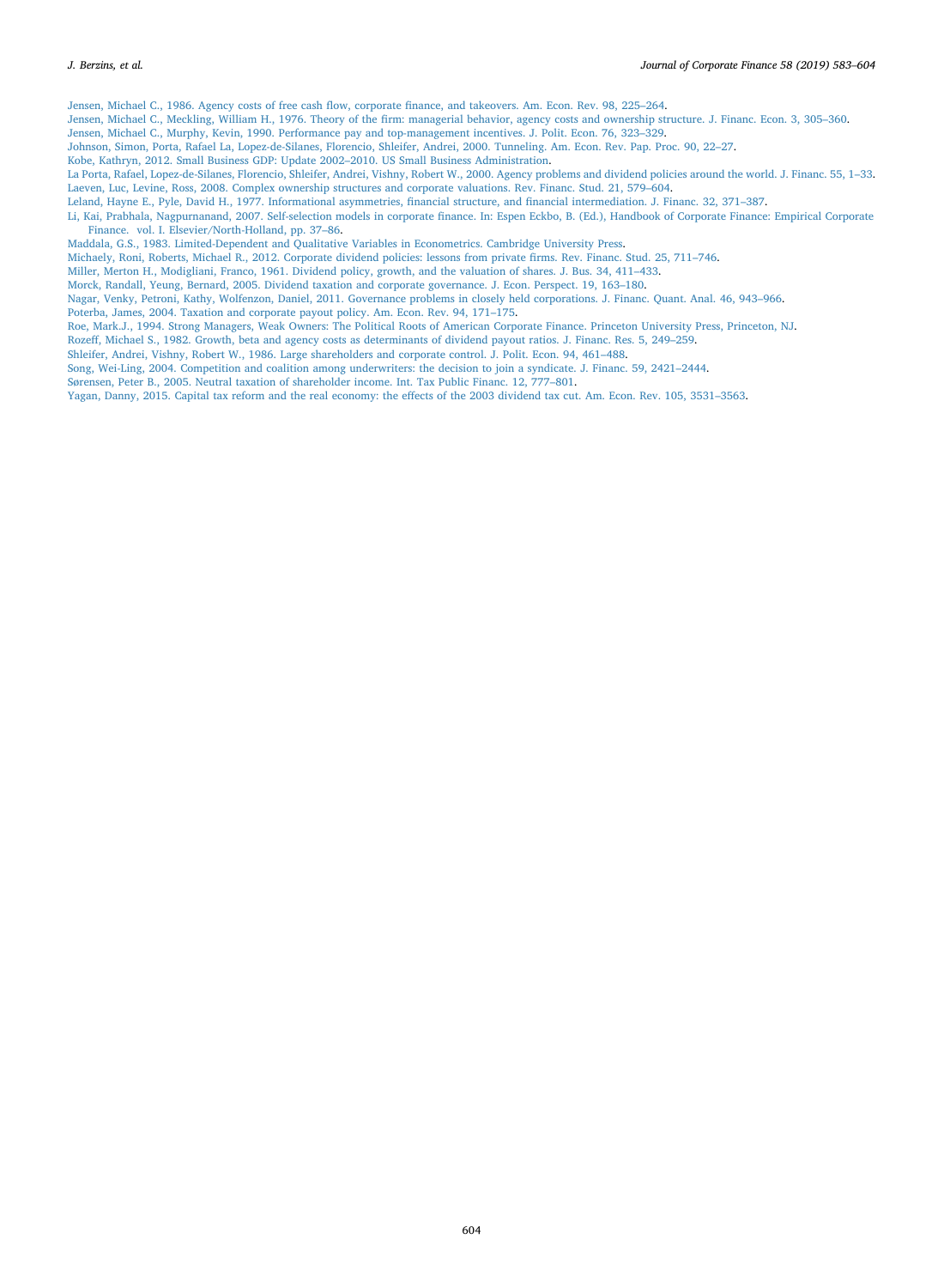Jensen, Michael C., 1986. Agency costs of free cash flow, corporate finance, and takeovers. Am. Econ. Rev. 98, 225–264.

Jensen, Michael C., Meckling, William H., 1976. Theory of the firm: managerial behavior, agency costs and ownership structure. J. Financ. Econ. 3, 305–360.

Jensen, Michael C., Murphy, Kevin, 1990. Performance pay and top-management incentives. J. Polit. Econ. 76, 323–329.

Johnson, Simon, Porta, Rafael La, Lopez-de-Silanes, Florencio, Shleifer, Andrei, 2000. Tunneling. Am. Econ. Rev. Pap. Proc. 90, 22–27.

Kobe, Kathryn, 2012. Small Business GDP: Update 2002–2010. US Small Business Administration.

La Porta, Rafael, Lopez-de-Silanes, Florencio, Shleifer, Andrei, Vishny, Robert W., 2000. Agency problems and dividend policies around the world. J. Financ. 55, 1–33.

Laeven, Luc, Levine, Ross, 2008. Complex ownership structures and corporate valuations. Rev. Financ. Stud. 21, 579–604.

Leland, Hayne E., Pyle, David H., 1977. Informational asymmetries, financial structure, and financial intermediation. J. Financ. 32, 371–387.

Li, Kai, Prabhala, Nagpurnanand, 2007. Self-selection models in corporate finance. In: Espen Eckbo, B. (Ed.), Handbook of Corporate Finance: Empirical Corporate Finance. vol. I. Elsevier/North-Holland, pp. 37–86.

Maddala, G.S., 1983. Limited-Dependent and Qualitative Variables in Econometrics. Cambridge University Press.

Michaely, Roni, Roberts, Michael R., 2012. Corporate dividend policies: lessons from private firms. Rev. Financ. Stud. 25, 711–746.

Miller, Merton H., Modigliani, Franco, 1961. Dividend policy, growth, and the valuation of shares. J. Bus. 34, 411–433.

Morck, Randall, Yeung, Bernard, 2005. Dividend taxation and corporate governance. J. Econ. Perspect. 19, 163–180.

Nagar, Venky, Petroni, Kathy, Wolfenzon, Daniel, 2011. Governance problems in closely held corporations. J. Financ. Quant. Anal. 46, 943–966.

Poterba, James, 2004. Taxation and corporate payout policy. Am. Econ. Rev. 94, 171–175.

Roe, Mark.J., 1994. Strong Managers, Weak Owners: The Political Roots of American Corporate Finance. Princeton University Press, Princeton, NJ.

Rozeff, Michael S., 1982. Growth, beta and agency costs as determinants of dividend payout ratios. J. Financ. Res. 5, 249–259.

Shleifer, Andrei, Vishny, Robert W., 1986. Large shareholders and corporate control. J. Polit. Econ. 94, 461–488.

Song, Wei-Ling, 2004. Competition and coalition among underwriters: the decision to join a syndicate. J. Financ. 59, 2421–2444.

Sørensen, Peter B., 2005. Neutral taxation of shareholder income. Int. Tax Public Financ. 12, 777–801.

Yagan, Danny, 2015. Capital tax reform and the real economy: the effects of the 2003 dividend tax cut. Am. Econ. Rev. 105, 3531–3563.